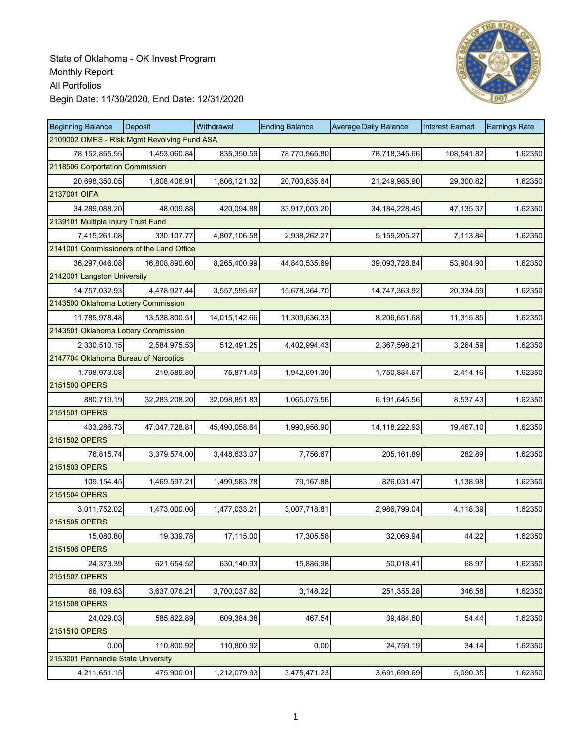State of Oklahoma - OK Invest Program
Monthly Report
All Portfolios
Begin Date: 11/30/2020, End Date: 12/31/2020

| Beginning Balance | Deposit | Withdrawal | Ending Balance | Average Daily Balance | Interest Earned | Earnings Rate |
|---|---|---|---|---|---|---|
| 2109002 OMES - Risk Mgmt Revolving Fund ASA | | | | | | |
| 78,152,855.55 | 1,453,060.84 | 835,350.59 | 78,770,565.80 | 78,718,345.66 | 108,541.82 | 1.62350 |
| 2118506 Corportation Commission | | | | | | |
| 20,698,350.05 | 1,808,406.91 | 1,806,121.32 | 20,700,635.64 | 21,249,985.90 | 29,300.82 | 1.62350 |
| 2137001 OIFA | | | | | | |
| 34,289,088.20 | 48,009.88 | 420,094.88 | 33,917,003.20 | 34,184,228.45 | 47,135.37 | 1.62350 |
| 2139101 Multiple Injury Trust Fund | | | | | | |
| 7,415,261.08 | 330,107.77 | 4,807,106.58 | 2,938,262.27 | 5,159,205.27 | 7,113.84 | 1.62350 |
| 2141001 Commissioners of the Land Office | | | | | | |
| 36,297,046.08 | 16,808,890.60 | 8,265,400.99 | 44,840,535.69 | 39,093,728.84 | 53,904.90 | 1.62350 |
| 2142001 Langston University | | | | | | |
| 14,757,032.93 | 4,478,927.44 | 3,557,595.67 | 15,678,364.70 | 14,747,363.92 | 20,334.59 | 1.62350 |
| 2143500 Oklahoma Lottery Commission | | | | | | |
| 11,785,978.48 | 13,538,800.51 | 14,015,142.66 | 11,309,636.33 | 8,206,651.68 | 11,315.85 | 1.62350 |
| 2143501 Oklahoma Lottery Commission | | | | | | |
| 2,330,510.15 | 2,584,975.53 | 512,491.25 | 4,402,994.43 | 2,367,598.21 | 3,264.59 | 1.62350 |
| 2147704 Oklahoma Bureau of Narcotics | | | | | | |
| 1,798,973.08 | 219,589.80 | 75,871.49 | 1,942,691.39 | 1,750,834.67 | 2,414.16 | 1.62350 |
| 2151500 OPERS | | | | | | |
| 880,719.19 | 32,283,208.20 | 32,098,851.83 | 1,065,075.56 | 6,191,645.56 | 8,537.43 | 1.62350 |
| 2151501 OPERS | | | | | | |
| 433,286.73 | 47,047,728.81 | 45,490,058.64 | 1,990,956.90 | 14,118,222.93 | 19,467.10 | 1.62350 |
| 2151502 OPERS | | | | | | |
| 76,815.74 | 3,379,574.00 | 3,448,633.07 | 7,756.67 | 205,161.89 | 282.89 | 1.62350 |
| 2151503 OPERS | | | | | | |
| 109,154.45 | 1,469,597.21 | 1,499,583.78 | 79,167.88 | 826,031.47 | 1,138.98 | 1.62350 |
| 2151504 OPERS | | | | | | |
| 3,011,752.02 | 1,473,000.00 | 1,477,033.21 | 3,007,718.81 | 2,986,799.04 | 4,118.39 | 1.62350 |
| 2151505 OPERS | | | | | | |
| 15,080.80 | 19,339.78 | 17,115.00 | 17,305.58 | 32,069.94 | 44.22 | 1.62350 |
| 2151506 OPERS | | | | | | |
| 24,373.39 | 621,654.52 | 630,140.93 | 15,886.98 | 50,018.41 | 68.97 | 1.62350 |
| 2151507 OPERS | | | | | | |
| 66,109.63 | 3,637,076.21 | 3,700,037.62 | 3,148.22 | 251,355.28 | 346.58 | 1.62350 |
| 2151508 OPERS | | | | | | |
| 24,029.03 | 585,822.89 | 609,384.38 | 467.54 | 39,484.60 | 54.44 | 1.62350 |
| 2151510 OPERS | | | | | | |
| 0.00 | 110,800.92 | 110,800.92 | 0.00 | 24,759.19 | 34.14 | 1.62350 |
| 2153001 Panhandle State University | | | | | | |
| 4,211,651.15 | 475,900.01 | 1,212,079.93 | 3,475,471.23 | 3,691,699.69 | 5,090.35 | 1.62350 |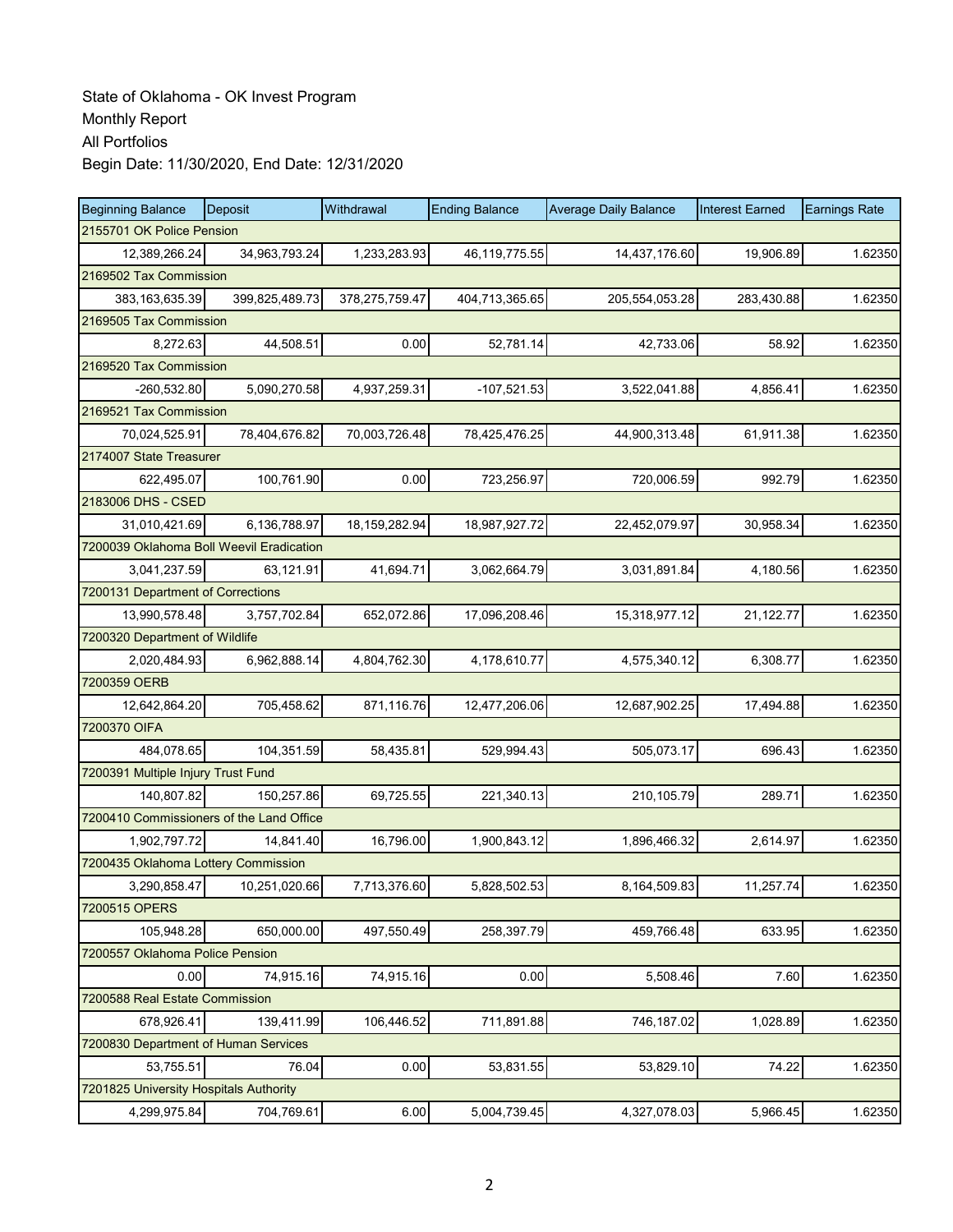State of Oklahoma - OK Invest Program
Monthly Report
All Portfolios
Begin Date: 11/30/2020, End Date: 12/31/2020

| Beginning Balance | Deposit | Withdrawal | Ending Balance | Average Daily Balance | Interest Earned | Earnings Rate |
|---|---|---|---|---|---|---|
| 2155701 OK Police Pension | | | | | | |
| 12,389,266.24 | 34,963,793.24 | 1,233,283.93 | 46,119,775.55 | 14,437,176.60 | 19,906.89 | 1.62350 |
| 2169502 Tax Commission | | | | | | |
| 383,163,635.39 | 399,825,489.73 | 378,275,759.47 | 404,713,365.65 | 205,554,053.28 | 283,430.88 | 1.62350 |
| 2169505 Tax Commission | | | | | | |
| 8,272.63 | 44,508.51 | 0.00 | 52,781.14 | 42,733.06 | 58.92 | 1.62350 |
| 2169520 Tax Commission | | | | | | |
| -260,532.80 | 5,090,270.58 | 4,937,259.31 | -107,521.53 | 3,522,041.88 | 4,856.41 | 1.62350 |
| 2169521 Tax Commission | | | | | | |
| 70,024,525.91 | 78,404,676.82 | 70,003,726.48 | 78,425,476.25 | 44,900,313.48 | 61,911.38 | 1.62350 |
| 2174007 State Treasurer | | | | | | |
| 622,495.07 | 100,761.90 | 0.00 | 723,256.97 | 720,006.59 | 992.79 | 1.62350 |
| 2183006 DHS - CSED | | | | | | |
| 31,010,421.69 | 6,136,788.97 | 18,159,282.94 | 18,987,927.72 | 22,452,079.97 | 30,958.34 | 1.62350 |
| 7200039 Oklahoma Boll Weevil Eradication | | | | | | |
| 3,041,237.59 | 63,121.91 | 41,694.71 | 3,062,664.79 | 3,031,891.84 | 4,180.56 | 1.62350 |
| 7200131 Department of Corrections | | | | | | |
| 13,990,578.48 | 3,757,702.84 | 652,072.86 | 17,096,208.46 | 15,318,977.12 | 21,122.77 | 1.62350 |
| 7200320 Department of Wildlife | | | | | | |
| 2,020,484.93 | 6,962,888.14 | 4,804,762.30 | 4,178,610.77 | 4,575,340.12 | 6,308.77 | 1.62350 |
| 7200359 OERB | | | | | | |
| 12,642,864.20 | 705,458.62 | 871,116.76 | 12,477,206.06 | 12,687,902.25 | 17,494.88 | 1.62350 |
| 7200370 OIFA | | | | | | |
| 484,078.65 | 104,351.59 | 58,435.81 | 529,994.43 | 505,073.17 | 696.43 | 1.62350 |
| 7200391 Multiple Injury Trust Fund | | | | | | |
| 140,807.82 | 150,257.86 | 69,725.55 | 221,340.13 | 210,105.79 | 289.71 | 1.62350 |
| 7200410 Commissioners of the Land Office | | | | | | |
| 1,902,797.72 | 14,841.40 | 16,796.00 | 1,900,843.12 | 1,896,466.32 | 2,614.97 | 1.62350 |
| 7200435 Oklahoma Lottery Commission | | | | | | |
| 3,290,858.47 | 10,251,020.66 | 7,713,376.60 | 5,828,502.53 | 8,164,509.83 | 11,257.74 | 1.62350 |
| 7200515 OPERS | | | | | | |
| 105,948.28 | 650,000.00 | 497,550.49 | 258,397.79 | 459,766.48 | 633.95 | 1.62350 |
| 7200557 Oklahoma Police Pension | | | | | | |
| 0.00 | 74,915.16 | 74,915.16 | 0.00 | 5,508.46 | 7.60 | 1.62350 |
| 7200588 Real Estate Commission | | | | | | |
| 678,926.41 | 139,411.99 | 106,446.52 | 711,891.88 | 746,187.02 | 1,028.89 | 1.62350 |
| 7200830 Department of Human Services | | | | | | |
| 53,755.51 | 76.04 | 0.00 | 53,831.55 | 53,829.10 | 74.22 | 1.62350 |
| 7201825 University Hospitals Authority | | | | | | |
| 4,299,975.84 | 704,769.61 | 6.00 | 5,004,739.45 | 4,327,078.03 | 5,966.45 | 1.62350 |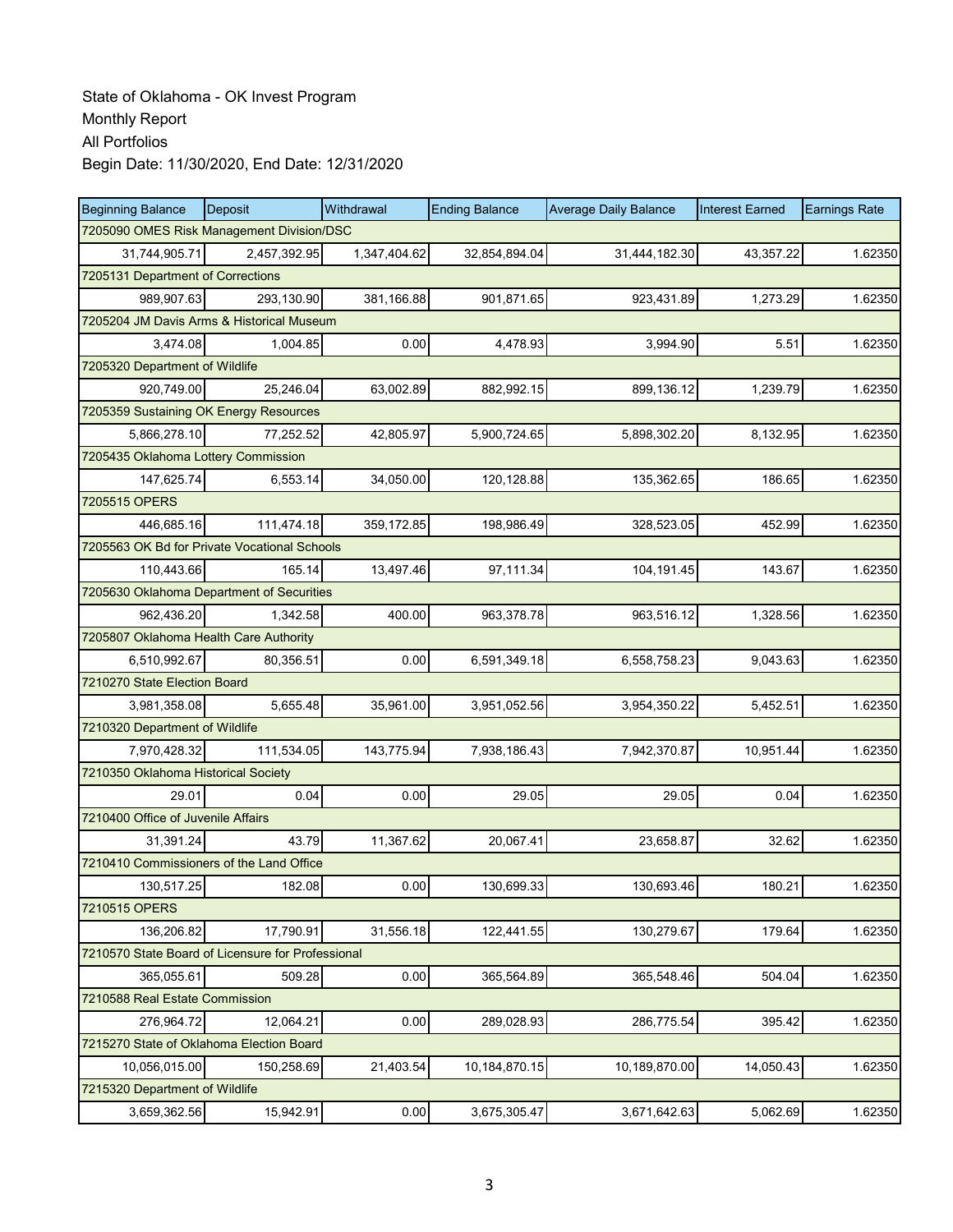State of Oklahoma - OK Invest Program
Monthly Report
All Portfolios
Begin Date: 11/30/2020, End Date: 12/31/2020

| Beginning Balance | Deposit | Withdrawal | Ending Balance | Average Daily Balance | Interest Earned | Earnings Rate |
|---|---|---|---|---|---|---|
| 7205090 OMES Risk Management Division/DSC | | | | | | |
| 31,744,905.71 | 2,457,392.95 | 1,347,404.62 | 32,854,894.04 | 31,444,182.30 | 43,357.22 | 1.62350 |
| 7205131 Department of Corrections | | | | | | |
| 989,907.63 | 293,130.90 | 381,166.88 | 901,871.65 | 923,431.89 | 1,273.29 | 1.62350 |
| 7205204 JM Davis Arms & Historical Museum | | | | | | |
| 3,474.08 | 1,004.85 | 0.00 | 4,478.93 | 3,994.90 | 5.51 | 1.62350 |
| 7205320 Department of Wildlife | | | | | | |
| 920,749.00 | 25,246.04 | 63,002.89 | 882,992.15 | 899,136.12 | 1,239.79 | 1.62350 |
| 7205359 Sustaining OK Energy Resources | | | | | | |
| 5,866,278.10 | 77,252.52 | 42,805.97 | 5,900,724.65 | 5,898,302.20 | 8,132.95 | 1.62350 |
| 7205435 Oklahoma Lottery Commission | | | | | | |
| 147,625.74 | 6,553.14 | 34,050.00 | 120,128.88 | 135,362.65 | 186.65 | 1.62350 |
| 7205515 OPERS | | | | | | |
| 446,685.16 | 111,474.18 | 359,172.85 | 198,986.49 | 328,523.05 | 452.99 | 1.62350 |
| 7205563 OK Bd for Private Vocational Schools | | | | | | |
| 110,443.66 | 165.14 | 13,497.46 | 97,111.34 | 104,191.45 | 143.67 | 1.62350 |
| 7205630 Oklahoma Department of Securities | | | | | | |
| 962,436.20 | 1,342.58 | 400.00 | 963,378.78 | 963,516.12 | 1,328.56 | 1.62350 |
| 7205807 Oklahoma Health Care Authority | | | | | | |
| 6,510,992.67 | 80,356.51 | 0.00 | 6,591,349.18 | 6,558,758.23 | 9,043.63 | 1.62350 |
| 7210270 State Election Board | | | | | | |
| 3,981,358.08 | 5,655.48 | 35,961.00 | 3,951,052.56 | 3,954,350.22 | 5,452.51 | 1.62350 |
| 7210320 Department of Wildlife | | | | | | |
| 7,970,428.32 | 111,534.05 | 143,775.94 | 7,938,186.43 | 7,942,370.87 | 10,951.44 | 1.62350 |
| 7210350 Oklahoma Historical Society | | | | | | |
| 29.01 | 0.04 | 0.00 | 29.05 | 29.05 | 0.04 | 1.62350 |
| 7210400 Office of Juvenile Affairs | | | | | | |
| 31,391.24 | 43.79 | 11,367.62 | 20,067.41 | 23,658.87 | 32.62 | 1.62350 |
| 7210410 Commissioners of the Land Office | | | | | | |
| 130,517.25 | 182.08 | 0.00 | 130,699.33 | 130,693.46 | 180.21 | 1.62350 |
| 7210515 OPERS | | | | | | |
| 136,206.82 | 17,790.91 | 31,556.18 | 122,441.55 | 130,279.67 | 179.64 | 1.62350 |
| 7210570 State Board of Licensure for Professional | | | | | | |
| 365,055.61 | 509.28 | 0.00 | 365,564.89 | 365,548.46 | 504.04 | 1.62350 |
| 7210588 Real Estate Commission | | | | | | |
| 276,964.72 | 12,064.21 | 0.00 | 289,028.93 | 286,775.54 | 395.42 | 1.62350 |
| 7215270 State of Oklahoma Election Board | | | | | | |
| 10,056,015.00 | 150,258.69 | 21,403.54 | 10,184,870.15 | 10,189,870.00 | 14,050.43 | 1.62350 |
| 7215320 Department of Wildlife | | | | | | |
| 3,659,362.56 | 15,942.91 | 0.00 | 3,675,305.47 | 3,671,642.63 | 5,062.69 | 1.62350 |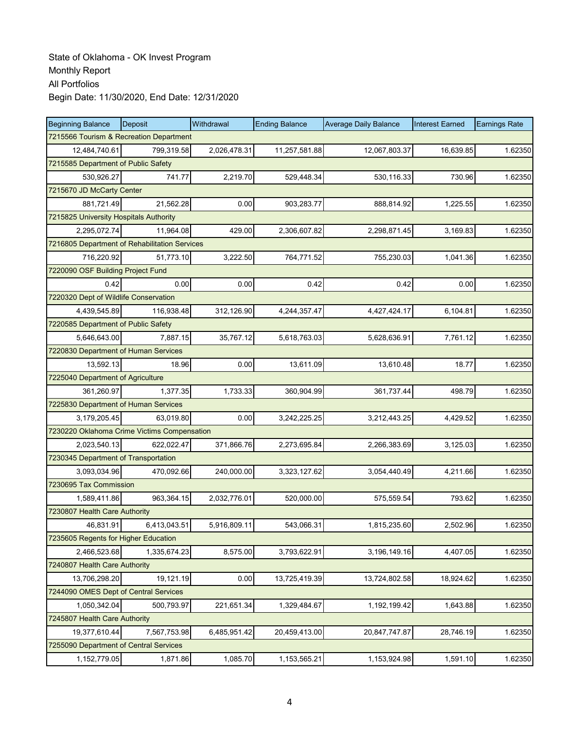State of Oklahoma - OK Invest Program
Monthly Report
All Portfolios
Begin Date: 11/30/2020, End Date: 12/31/2020

| Beginning Balance | Deposit | Withdrawal | Ending Balance | Average Daily Balance | Interest Earned | Earnings Rate |
|---|---|---|---|---|---|---|
| 7215566 Tourism & Recreation Department | | | | | | |
| 12,484,740.61 | 799,319.58 | 2,026,478.31 | 11,257,581.88 | 12,067,803.37 | 16,639.85 | 1.62350 |
| 7215585 Department of Public Safety | | | | | | |
| 530,926.27 | 741.77 | 2,219.70 | 529,448.34 | 530,116.33 | 730.96 | 1.62350 |
| 7215670 JD McCarty Center | | | | | | |
| 881,721.49 | 21,562.28 | 0.00 | 903,283.77 | 888,814.92 | 1,225.55 | 1.62350 |
| 7215825 University Hospitals Authority | | | | | | |
| 2,295,072.74 | 11,964.08 | 429.00 | 2,306,607.82 | 2,298,871.45 | 3,169.83 | 1.62350 |
| 7216805 Department of Rehabilitation Services | | | | | | |
| 716,220.92 | 51,773.10 | 3,222.50 | 764,771.52 | 755,230.03 | 1,041.36 | 1.62350 |
| 7220090 OSF Building Project Fund | | | | | | |
| 0.42 | 0.00 | 0.00 | 0.42 | 0.42 | 0.00 | 1.62350 |
| 7220320 Dept of Wildlife Conservation | | | | | | |
| 4,439,545.89 | 116,938.48 | 312,126.90 | 4,244,357.47 | 4,427,424.17 | 6,104.81 | 1.62350 |
| 7220585 Department of Public Safety | | | | | | |
| 5,646,643.00 | 7,887.15 | 35,767.12 | 5,618,763.03 | 5,628,636.91 | 7,761.12 | 1.62350 |
| 7220830 Department of Human Services | | | | | | |
| 13,592.13 | 18.96 | 0.00 | 13,611.09 | 13,610.48 | 18.77 | 1.62350 |
| 7225040 Department of Agriculture | | | | | | |
| 361,260.97 | 1,377.35 | 1,733.33 | 360,904.99 | 361,737.44 | 498.79 | 1.62350 |
| 7225830 Department of Human Services | | | | | | |
| 3,179,205.45 | 63,019.80 | 0.00 | 3,242,225.25 | 3,212,443.25 | 4,429.52 | 1.62350 |
| 7230220 Oklahoma Crime Victims Compensation | | | | | | |
| 2,023,540.13 | 622,022.47 | 371,866.76 | 2,273,695.84 | 2,266,383.69 | 3,125.03 | 1.62350 |
| 7230345 Department of Transportation | | | | | | |
| 3,093,034.96 | 470,092.66 | 240,000.00 | 3,323,127.62 | 3,054,440.49 | 4,211.66 | 1.62350 |
| 7230695 Tax Commission | | | | | | |
| 1,589,411.86 | 963,364.15 | 2,032,776.01 | 520,000.00 | 575,559.54 | 793.62 | 1.62350 |
| 7230807 Health Care Authority | | | | | | |
| 46,831.91 | 6,413,043.51 | 5,916,809.11 | 543,066.31 | 1,815,235.60 | 2,502.96 | 1.62350 |
| 7235605 Regents for Higher Education | | | | | | |
| 2,466,523.68 | 1,335,674.23 | 8,575.00 | 3,793,622.91 | 3,196,149.16 | 4,407.05 | 1.62350 |
| 7240807 Health Care Authority | | | | | | |
| 13,706,298.20 | 19,121.19 | 0.00 | 13,725,419.39 | 13,724,802.58 | 18,924.62 | 1.62350 |
| 7244090 OMES Dept of Central Services | | | | | | |
| 1,050,342.04 | 500,793.97 | 221,651.34 | 1,329,484.67 | 1,192,199.42 | 1,643.88 | 1.62350 |
| 7245807 Health Care Authority | | | | | | |
| 19,377,610.44 | 7,567,753.98 | 6,485,951.42 | 20,459,413.00 | 20,847,747.87 | 28,746.19 | 1.62350 |
| 7255090 Department of Central Services | | | | | | |
| 1,152,779.05 | 1,871.86 | 1,085.70 | 1,153,565.21 | 1,153,924.98 | 1,591.10 | 1.62350 |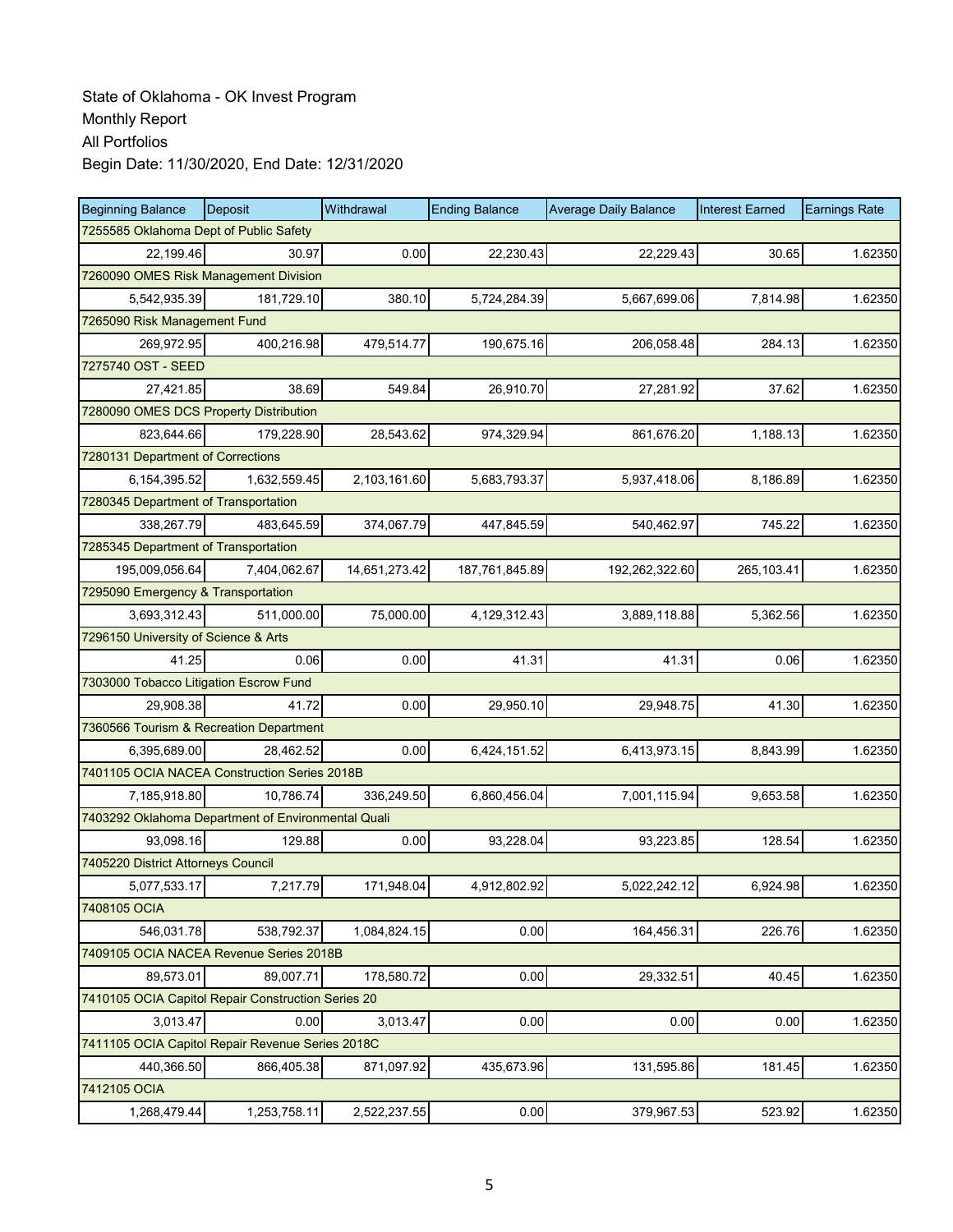State of Oklahoma - OK Invest Program
Monthly Report
All Portfolios
Begin Date: 11/30/2020, End Date: 12/31/2020

| Beginning Balance | Deposit | Withdrawal | Ending Balance | Average Daily Balance | Interest Earned | Earnings Rate |
|---|---|---|---|---|---|---|
| 7255585 Oklahoma Dept of Public Safety | | | | | | |
| 22,199.46 | 30.97 | 0.00 | 22,230.43 | 22,229.43 | 30.65 | 1.62350 |
| 7260090 OMES Risk Management Division | | | | | | |
| 5,542,935.39 | 181,729.10 | 380.10 | 5,724,284.39 | 5,667,699.06 | 7,814.98 | 1.62350 |
| 7265090 Risk Management Fund | | | | | | |
| 269,972.95 | 400,216.98 | 479,514.77 | 190,675.16 | 206,058.48 | 284.13 | 1.62350 |
| 7275740 OST - SEED | | | | | | |
| 27,421.85 | 38.69 | 549.84 | 26,910.70 | 27,281.92 | 37.62 | 1.62350 |
| 7280090 OMES DCS Property Distribution | | | | | | |
| 823,644.66 | 179,228.90 | 28,543.62 | 974,329.94 | 861,676.20 | 1,188.13 | 1.62350 |
| 7280131 Department of Corrections | | | | | | |
| 6,154,395.52 | 1,632,559.45 | 2,103,161.60 | 5,683,793.37 | 5,937,418.06 | 8,186.89 | 1.62350 |
| 7280345 Department of Transportation | | | | | | |
| 338,267.79 | 483,645.59 | 374,067.79 | 447,845.59 | 540,462.97 | 745.22 | 1.62350 |
| 7285345 Department of Transportation | | | | | | |
| 195,009,056.64 | 7,404,062.67 | 14,651,273.42 | 187,761,845.89 | 192,262,322.60 | 265,103.41 | 1.62350 |
| 7295090 Emergency & Transportation | | | | | | |
| 3,693,312.43 | 511,000.00 | 75,000.00 | 4,129,312.43 | 3,889,118.88 | 5,362.56 | 1.62350 |
| 7296150 University of Science & Arts | | | | | | |
| 41.25 | 0.06 | 0.00 | 41.31 | 41.31 | 0.06 | 1.62350 |
| 7303000 Tobacco Litigation Escrow Fund | | | | | | |
| 29,908.38 | 41.72 | 0.00 | 29,950.10 | 29,948.75 | 41.30 | 1.62350 |
| 7360566 Tourism & Recreation Department | | | | | | |
| 6,395,689.00 | 28,462.52 | 0.00 | 6,424,151.52 | 6,413,973.15 | 8,843.99 | 1.62350 |
| 7401105 OCIA NACEA Construction Series 2018B | | | | | | |
| 7,185,918.80 | 10,786.74 | 336,249.50 | 6,860,456.04 | 7,001,115.94 | 9,653.58 | 1.62350 |
| 7403292 Oklahoma Department of Environmental Quali | | | | | | |
| 93,098.16 | 129.88 | 0.00 | 93,228.04 | 93,223.85 | 128.54 | 1.62350 |
| 7405220 District Attorneys Council | | | | | | |
| 5,077,533.17 | 7,217.79 | 171,948.04 | 4,912,802.92 | 5,022,242.12 | 6,924.98 | 1.62350 |
| 7408105 OCIA | | | | | | |
| 546,031.78 | 538,792.37 | 1,084,824.15 | 0.00 | 164,456.31 | 226.76 | 1.62350 |
| 7409105 OCIA NACEA Revenue Series 2018B | | | | | | |
| 89,573.01 | 89,007.71 | 178,580.72 | 0.00 | 29,332.51 | 40.45 | 1.62350 |
| 7410105 OCIA Capitol Repair Construction Series 20 | | | | | | |
| 3,013.47 | 0.00 | 3,013.47 | 0.00 | 0.00 | 0.00 | 1.62350 |
| 7411105 OCIA Capitol Repair Revenue Series 2018C | | | | | | |
| 440,366.50 | 866,405.38 | 871,097.92 | 435,673.96 | 131,595.86 | 181.45 | 1.62350 |
| 7412105 OCIA | | | | | | |
| 1,268,479.44 | 1,253,758.11 | 2,522,237.55 | 0.00 | 379,967.53 | 523.92 | 1.62350 |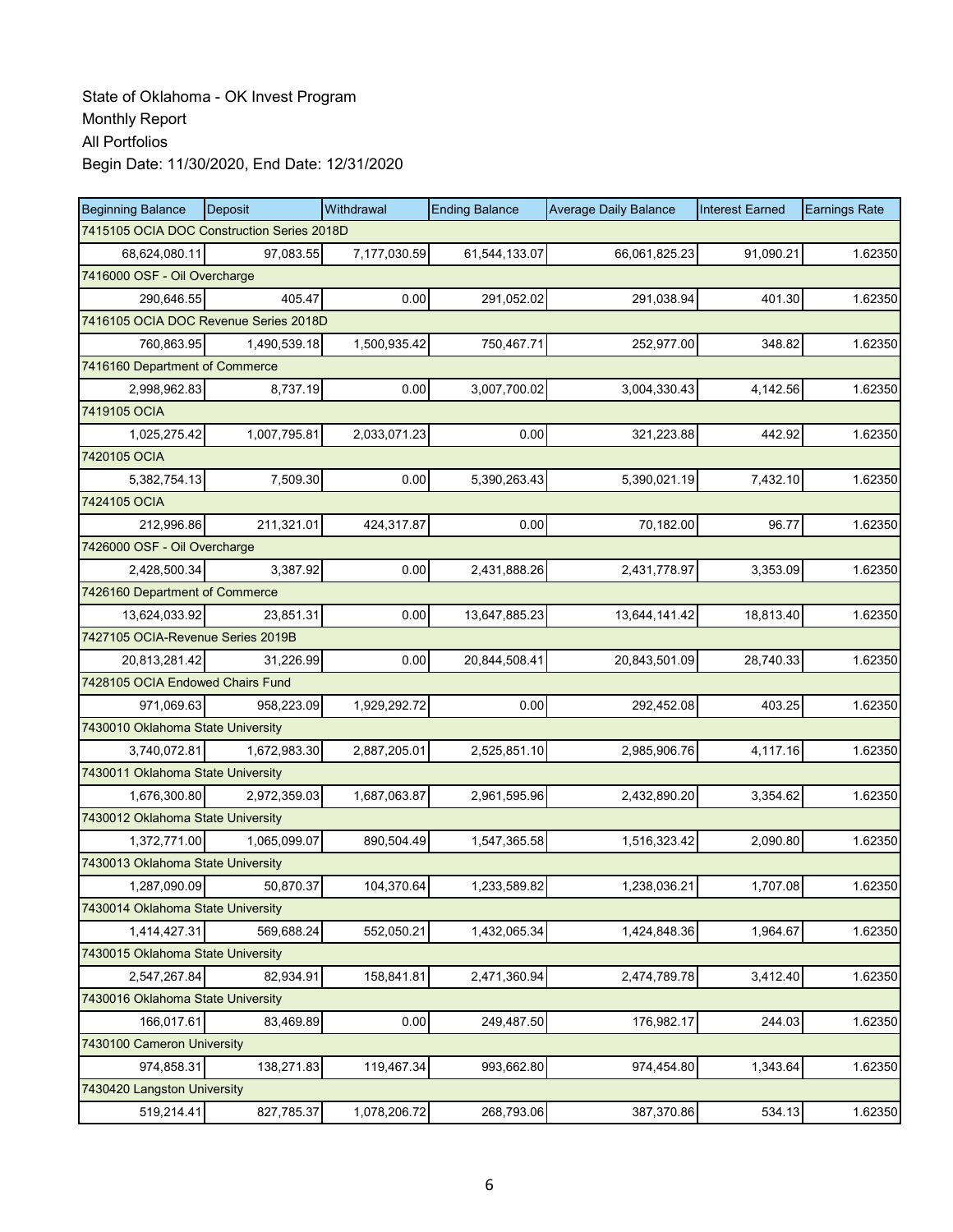State of Oklahoma - OK Invest Program
Monthly Report
All Portfolios
Begin Date: 11/30/2020, End Date: 12/31/2020

| Beginning Balance | Deposit | Withdrawal | Ending Balance | Average Daily Balance | Interest Earned | Earnings Rate |
|---|---|---|---|---|---|---|
| 7415105 OCIA DOC Construction Series 2018D | | | | | | |
| 68,624,080.11 | 97,083.55 | 7,177,030.59 | 61,544,133.07 | 66,061,825.23 | 91,090.21 | 1.62350 |
| 7416000 OSF - Oil Overcharge | | | | | | |
| 290,646.55 | 405.47 | 0.00 | 291,052.02 | 291,038.94 | 401.30 | 1.62350 |
| 7416105 OCIA DOC Revenue Series 2018D | | | | | | |
| 760,863.95 | 1,490,539.18 | 1,500,935.42 | 750,467.71 | 252,977.00 | 348.82 | 1.62350 |
| 7416160 Department of Commerce | | | | | | |
| 2,998,962.83 | 8,737.19 | 0.00 | 3,007,700.02 | 3,004,330.43 | 4,142.56 | 1.62350 |
| 7419105 OCIA | | | | | | |
| 1,025,275.42 | 1,007,795.81 | 2,033,071.23 | 0.00 | 321,223.88 | 442.92 | 1.62350 |
| 7420105 OCIA | | | | | | |
| 5,382,754.13 | 7,509.30 | 0.00 | 5,390,263.43 | 5,390,021.19 | 7,432.10 | 1.62350 |
| 7424105 OCIA | | | | | | |
| 212,996.86 | 211,321.01 | 424,317.87 | 0.00 | 70,182.00 | 96.77 | 1.62350 |
| 7426000 OSF - Oil Overcharge | | | | | | |
| 2,428,500.34 | 3,387.92 | 0.00 | 2,431,888.26 | 2,431,778.97 | 3,353.09 | 1.62350 |
| 7426160 Department of Commerce | | | | | | |
| 13,624,033.92 | 23,851.31 | 0.00 | 13,647,885.23 | 13,644,141.42 | 18,813.40 | 1.62350 |
| 7427105 OCIA-Revenue Series 2019B | | | | | | |
| 20,813,281.42 | 31,226.99 | 0.00 | 20,844,508.41 | 20,843,501.09 | 28,740.33 | 1.62350 |
| 7428105 OCIA Endowed Chairs Fund | | | | | | |
| 971,069.63 | 958,223.09 | 1,929,292.72 | 0.00 | 292,452.08 | 403.25 | 1.62350 |
| 7430010 Oklahoma State University | | | | | | |
| 3,740,072.81 | 1,672,983.30 | 2,887,205.01 | 2,525,851.10 | 2,985,906.76 | 4,117.16 | 1.62350 |
| 7430011 Oklahoma State University | | | | | | |
| 1,676,300.80 | 2,972,359.03 | 1,687,063.87 | 2,961,595.96 | 2,432,890.20 | 3,354.62 | 1.62350 |
| 7430012 Oklahoma State University | | | | | | |
| 1,372,771.00 | 1,065,099.07 | 890,504.49 | 1,547,365.58 | 1,516,323.42 | 2,090.80 | 1.62350 |
| 7430013 Oklahoma State University | | | | | | |
| 1,287,090.09 | 50,870.37 | 104,370.64 | 1,233,589.82 | 1,238,036.21 | 1,707.08 | 1.62350 |
| 7430014 Oklahoma State University | | | | | | |
| 1,414,427.31 | 569,688.24 | 552,050.21 | 1,432,065.34 | 1,424,848.36 | 1,964.67 | 1.62350 |
| 7430015 Oklahoma State University | | | | | | |
| 2,547,267.84 | 82,934.91 | 158,841.81 | 2,471,360.94 | 2,474,789.78 | 3,412.40 | 1.62350 |
| 7430016 Oklahoma State University | | | | | | |
| 166,017.61 | 83,469.89 | 0.00 | 249,487.50 | 176,982.17 | 244.03 | 1.62350 |
| 7430100 Cameron University | | | | | | |
| 974,858.31 | 138,271.83 | 119,467.34 | 993,662.80 | 974,454.80 | 1,343.64 | 1.62350 |
| 7430420 Langston University | | | | | | |
| 519,214.41 | 827,785.37 | 1,078,206.72 | 268,793.06 | 387,370.86 | 534.13 | 1.62350 |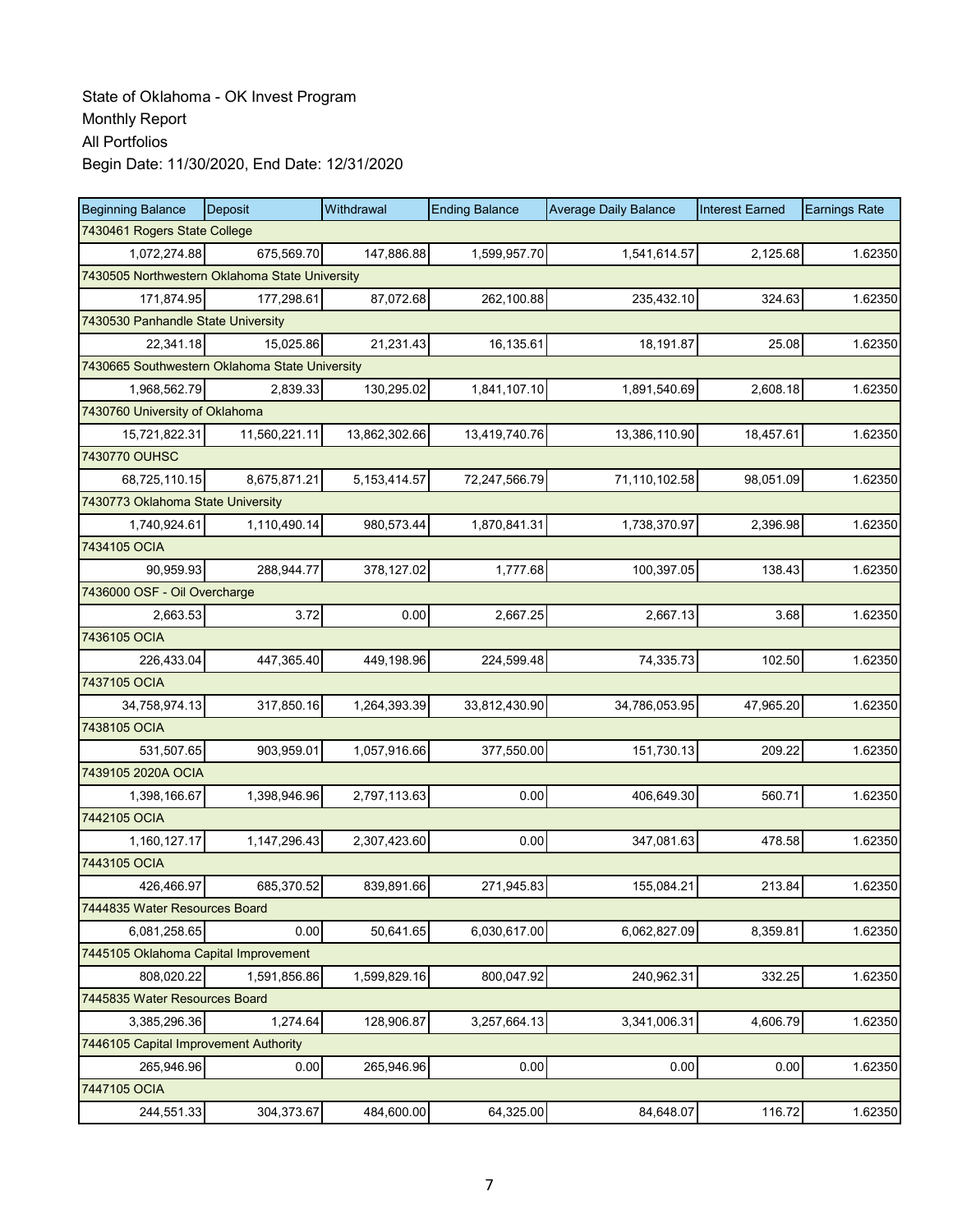State of Oklahoma - OK Invest Program
Monthly Report
All Portfolios
Begin Date: 11/30/2020, End Date: 12/31/2020

| Beginning Balance | Deposit | Withdrawal | Ending Balance | Average Daily Balance | Interest Earned | Earnings Rate |
|---|---|---|---|---|---|---|
| 7430461 Rogers State College | | | | | | |
| 1,072,274.88 | 675,569.70 | 147,886.88 | 1,599,957.70 | 1,541,614.57 | 2,125.68 | 1.62350 |
| 7430505 Northwestern Oklahoma State University | | | | | | |
| 171,874.95 | 177,298.61 | 87,072.68 | 262,100.88 | 235,432.10 | 324.63 | 1.62350 |
| 7430530 Panhandle State University | | | | | | |
| 22,341.18 | 15,025.86 | 21,231.43 | 16,135.61 | 18,191.87 | 25.08 | 1.62350 |
| 7430665 Southwestern Oklahoma State University | | | | | | |
| 1,968,562.79 | 2,839.33 | 130,295.02 | 1,841,107.10 | 1,891,540.69 | 2,608.18 | 1.62350 |
| 7430760 University of Oklahoma | | | | | | |
| 15,721,822.31 | 11,560,221.11 | 13,862,302.66 | 13,419,740.76 | 13,386,110.90 | 18,457.61 | 1.62350 |
| 7430770 OUHSC | | | | | | |
| 68,725,110.15 | 8,675,871.21 | 5,153,414.57 | 72,247,566.79 | 71,110,102.58 | 98,051.09 | 1.62350 |
| 7430773 Oklahoma State University | | | | | | |
| 1,740,924.61 | 1,110,490.14 | 980,573.44 | 1,870,841.31 | 1,738,370.97 | 2,396.98 | 1.62350 |
| 7434105 OCIA | | | | | | |
| 90,959.93 | 288,944.77 | 378,127.02 | 1,777.68 | 100,397.05 | 138.43 | 1.62350 |
| 7436000 OSF - Oil Overcharge | | | | | | |
| 2,663.53 | 3.72 | 0.00 | 2,667.25 | 2,667.13 | 3.68 | 1.62350 |
| 7436105 OCIA | | | | | | |
| 226,433.04 | 447,365.40 | 449,198.96 | 224,599.48 | 74,335.73 | 102.50 | 1.62350 |
| 7437105 OCIA | | | | | | |
| 34,758,974.13 | 317,850.16 | 1,264,393.39 | 33,812,430.90 | 34,786,053.95 | 47,965.20 | 1.62350 |
| 7438105 OCIA | | | | | | |
| 531,507.65 | 903,959.01 | 1,057,916.66 | 377,550.00 | 151,730.13 | 209.22 | 1.62350 |
| 7439105 2020A OCIA | | | | | | |
| 1,398,166.67 | 1,398,946.96 | 2,797,113.63 | 0.00 | 406,649.30 | 560.71 | 1.62350 |
| 7442105 OCIA | | | | | | |
| 1,160,127.17 | 1,147,296.43 | 2,307,423.60 | 0.00 | 347,081.63 | 478.58 | 1.62350 |
| 7443105 OCIA | | | | | | |
| 426,466.97 | 685,370.52 | 839,891.66 | 271,945.83 | 155,084.21 | 213.84 | 1.62350 |
| 7444835 Water Resources Board | | | | | | |
| 6,081,258.65 | 0.00 | 50,641.65 | 6,030,617.00 | 6,062,827.09 | 8,359.81 | 1.62350 |
| 7445105 Oklahoma Capital Improvement | | | | | | |
| 808,020.22 | 1,591,856.86 | 1,599,829.16 | 800,047.92 | 240,962.31 | 332.25 | 1.62350 |
| 7445835 Water Resources Board | | | | | | |
| 3,385,296.36 | 1,274.64 | 128,906.87 | 3,257,664.13 | 3,341,006.31 | 4,606.79 | 1.62350 |
| 7446105 Capital Improvement Authority | | | | | | |
| 265,946.96 | 0.00 | 265,946.96 | 0.00 | 0.00 | 0.00 | 1.62350 |
| 7447105 OCIA | | | | | | |
| 244,551.33 | 304,373.67 | 484,600.00 | 64,325.00 | 84,648.07 | 116.72 | 1.62350 |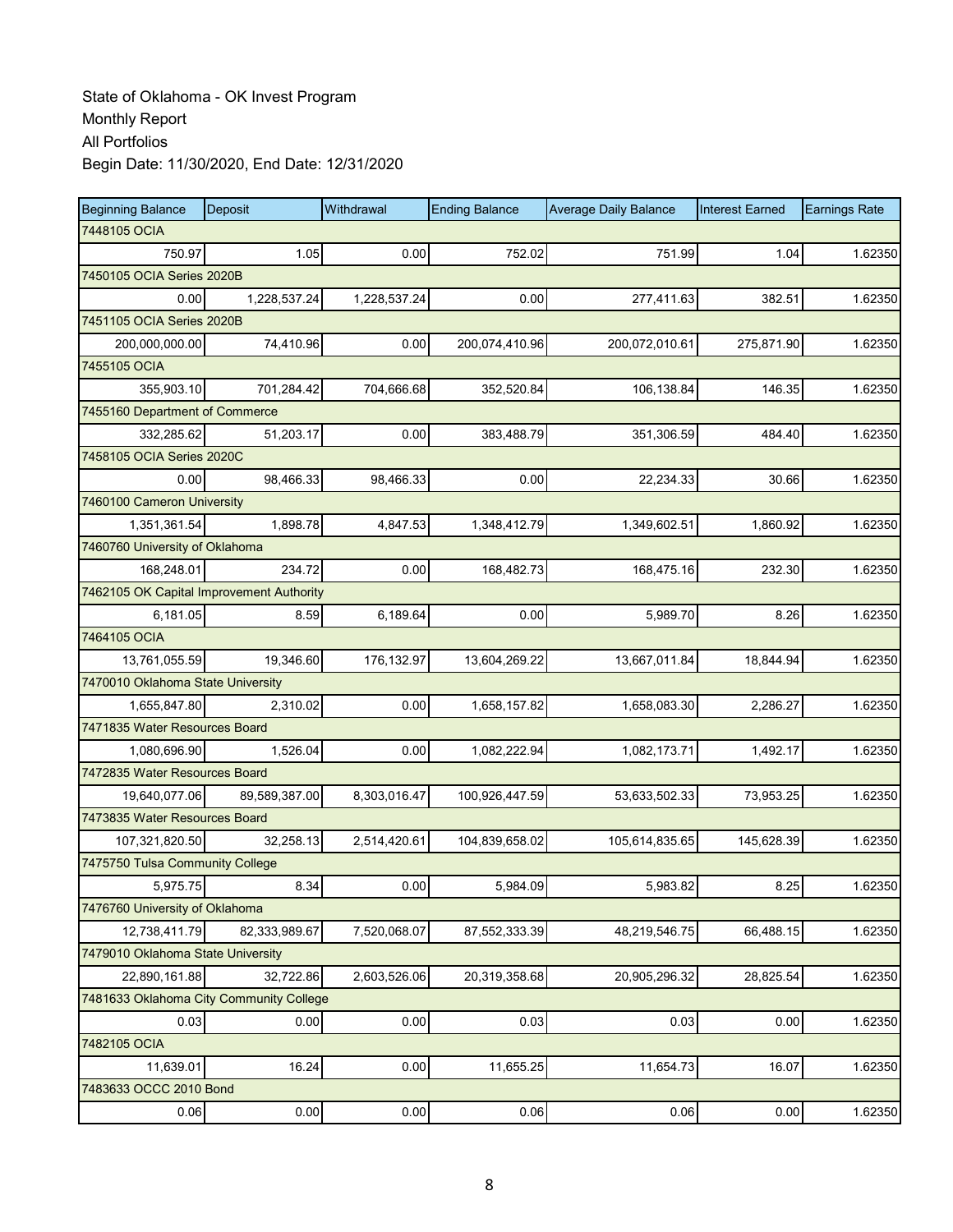State of Oklahoma - OK Invest Program
Monthly Report
All Portfolios
Begin Date: 11/30/2020, End Date: 12/31/2020

| Beginning Balance | Deposit | Withdrawal | Ending Balance | Average Daily Balance | Interest Earned | Earnings Rate |
|---|---|---|---|---|---|---|
| 7448105 OCIA | | | | | | |
| 750.97 | 1.05 | 0.00 | 752.02 | 751.99 | 1.04 | 1.62350 |
| 7450105 OCIA Series 2020B | | | | | | |
| 0.00 | 1,228,537.24 | 1,228,537.24 | 0.00 | 277,411.63 | 382.51 | 1.62350 |
| 7451105 OCIA Series 2020B | | | | | | |
| 200,000,000.00 | 74,410.96 | 0.00 | 200,074,410.96 | 200,072,010.61 | 275,871.90 | 1.62350 |
| 7455105 OCIA | | | | | | |
| 355,903.10 | 701,284.42 | 704,666.68 | 352,520.84 | 106,138.84 | 146.35 | 1.62350 |
| 7455160 Department of Commerce | | | | | | |
| 332,285.62 | 51,203.17 | 0.00 | 383,488.79 | 351,306.59 | 484.40 | 1.62350 |
| 7458105 OCIA Series 2020C | | | | | | |
| 0.00 | 98,466.33 | 98,466.33 | 0.00 | 22,234.33 | 30.66 | 1.62350 |
| 7460100 Cameron University | | | | | | |
| 1,351,361.54 | 1,898.78 | 4,847.53 | 1,348,412.79 | 1,349,602.51 | 1,860.92 | 1.62350 |
| 7460760 University of Oklahoma | | | | | | |
| 168,248.01 | 234.72 | 0.00 | 168,482.73 | 168,475.16 | 232.30 | 1.62350 |
| 7462105 OK Capital Improvement Authority | | | | | | |
| 6,181.05 | 8.59 | 6,189.64 | 0.00 | 5,989.70 | 8.26 | 1.62350 |
| 7464105 OCIA | | | | | | |
| 13,761,055.59 | 19,346.60 | 176,132.97 | 13,604,269.22 | 13,667,011.84 | 18,844.94 | 1.62350 |
| 7470010 Oklahoma State University | | | | | | |
| 1,655,847.80 | 2,310.02 | 0.00 | 1,658,157.82 | 1,658,083.30 | 2,286.27 | 1.62350 |
| 7471835 Water Resources Board | | | | | | |
| 1,080,696.90 | 1,526.04 | 0.00 | 1,082,222.94 | 1,082,173.71 | 1,492.17 | 1.62350 |
| 7472835 Water Resources Board | | | | | | |
| 19,640,077.06 | 89,589,387.00 | 8,303,016.47 | 100,926,447.59 | 53,633,502.33 | 73,953.25 | 1.62350 |
| 7473835 Water Resources Board | | | | | | |
| 107,321,820.50 | 32,258.13 | 2,514,420.61 | 104,839,658.02 | 105,614,835.65 | 145,628.39 | 1.62350 |
| 7475750 Tulsa Community College | | | | | | |
| 5,975.75 | 8.34 | 0.00 | 5,984.09 | 5,983.82 | 8.25 | 1.62350 |
| 7476760 University of Oklahoma | | | | | | |
| 12,738,411.79 | 82,333,989.67 | 7,520,068.07 | 87,552,333.39 | 48,219,546.75 | 66,488.15 | 1.62350 |
| 7479010 Oklahoma State University | | | | | | |
| 22,890,161.88 | 32,722.86 | 2,603,526.06 | 20,319,358.68 | 20,905,296.32 | 28,825.54 | 1.62350 |
| 7481633 Oklahoma City Community College | | | | | | |
| 0.03 | 0.00 | 0.00 | 0.03 | 0.03 | 0.00 | 1.62350 |
| 7482105 OCIA | | | | | | |
| 11,639.01 | 16.24 | 0.00 | 11,655.25 | 11,654.73 | 16.07 | 1.62350 |
| 7483633 OCCC 2010 Bond | | | | | | |
| 0.06 | 0.00 | 0.00 | 0.06 | 0.06 | 0.00 | 1.62350 |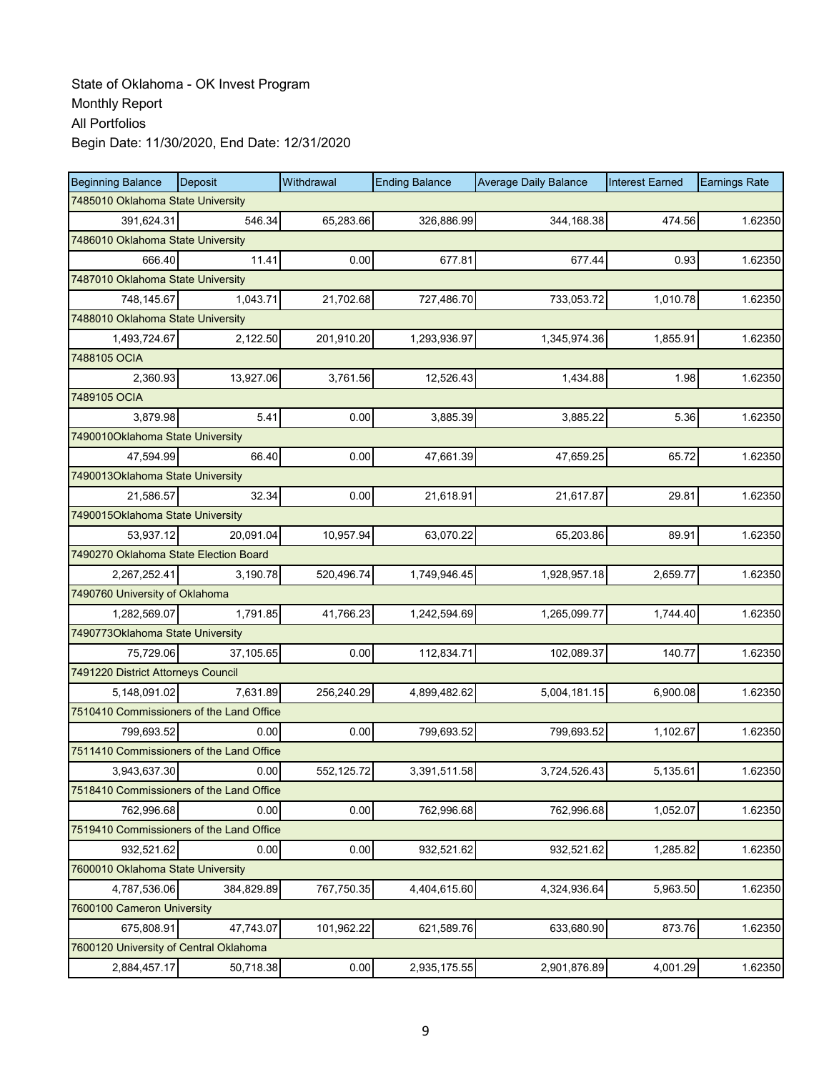State of Oklahoma - OK Invest Program
Monthly Report
All Portfolios
Begin Date: 11/30/2020, End Date: 12/31/2020

| Beginning Balance | Deposit | Withdrawal | Ending Balance | Average Daily Balance | Interest Earned | Earnings Rate |
|---|---|---|---|---|---|---|
| 7485010 Oklahoma State University | | | | | | |
| 391,624.31 | 546.34 | 65,283.66 | 326,886.99 | 344,168.38 | 474.56 | 1.62350 |
| 7486010 Oklahoma State University | | | | | | |
| 666.40 | 11.41 | 0.00 | 677.81 | 677.44 | 0.93 | 1.62350 |
| 7487010 Oklahoma State University | | | | | | |
| 748,145.67 | 1,043.71 | 21,702.68 | 727,486.70 | 733,053.72 | 1,010.78 | 1.62350 |
| 7488010 Oklahoma State University | | | | | | |
| 1,493,724.67 | 2,122.50 | 201,910.20 | 1,293,936.97 | 1,345,974.36 | 1,855.91 | 1.62350 |
| 7488105 OCIA | | | | | | |
| 2,360.93 | 13,927.06 | 3,761.56 | 12,526.43 | 1,434.88 | 1.98 | 1.62350 |
| 7489105 OCIA | | | | | | |
| 3,879.98 | 5.41 | 0.00 | 3,885.39 | 3,885.22 | 5.36 | 1.62350 |
| 7490010Oklahoma State University | | | | | | |
| 47,594.99 | 66.40 | 0.00 | 47,661.39 | 47,659.25 | 65.72 | 1.62350 |
| 7490013Oklahoma State University | | | | | | |
| 21,586.57 | 32.34 | 0.00 | 21,618.91 | 21,617.87 | 29.81 | 1.62350 |
| 7490015Oklahoma State University | | | | | | |
| 53,937.12 | 20,091.04 | 10,957.94 | 63,070.22 | 65,203.86 | 89.91 | 1.62350 |
| 7490270 Oklahoma State Election Board | | | | | | |
| 2,267,252.41 | 3,190.78 | 520,496.74 | 1,749,946.45 | 1,928,957.18 | 2,659.77 | 1.62350 |
| 7490760 University of Oklahoma | | | | | | |
| 1,282,569.07 | 1,791.85 | 41,766.23 | 1,242,594.69 | 1,265,099.77 | 1,744.40 | 1.62350 |
| 7490773Oklahoma State University | | | | | | |
| 75,729.06 | 37,105.65 | 0.00 | 112,834.71 | 102,089.37 | 140.77 | 1.62350 |
| 7491220 District Attorneys Council | | | | | | |
| 5,148,091.02 | 7,631.89 | 256,240.29 | 4,899,482.62 | 5,004,181.15 | 6,900.08 | 1.62350 |
| 7510410 Commissioners of the Land Office | | | | | | |
| 799,693.52 | 0.00 | 0.00 | 799,693.52 | 799,693.52 | 1,102.67 | 1.62350 |
| 7511410 Commissioners of the Land Office | | | | | | |
| 3,943,637.30 | 0.00 | 552,125.72 | 3,391,511.58 | 3,724,526.43 | 5,135.61 | 1.62350 |
| 7518410 Commissioners of the Land Office | | | | | | |
| 762,996.68 | 0.00 | 0.00 | 762,996.68 | 762,996.68 | 1,052.07 | 1.62350 |
| 7519410 Commissioners of the Land Office | | | | | | |
| 932,521.62 | 0.00 | 0.00 | 932,521.62 | 932,521.62 | 1,285.82 | 1.62350 |
| 7600010 Oklahoma State University | | | | | | |
| 4,787,536.06 | 384,829.89 | 767,750.35 | 4,404,615.60 | 4,324,936.64 | 5,963.50 | 1.62350 |
| 7600100 Cameron University | | | | | | |
| 675,808.91 | 47,743.07 | 101,962.22 | 621,589.76 | 633,680.90 | 873.76 | 1.62350 |
| 7600120 University of Central Oklahoma | | | | | | |
| 2,884,457.17 | 50,718.38 | 0.00 | 2,935,175.55 | 2,901,876.89 | 4,001.29 | 1.62350 |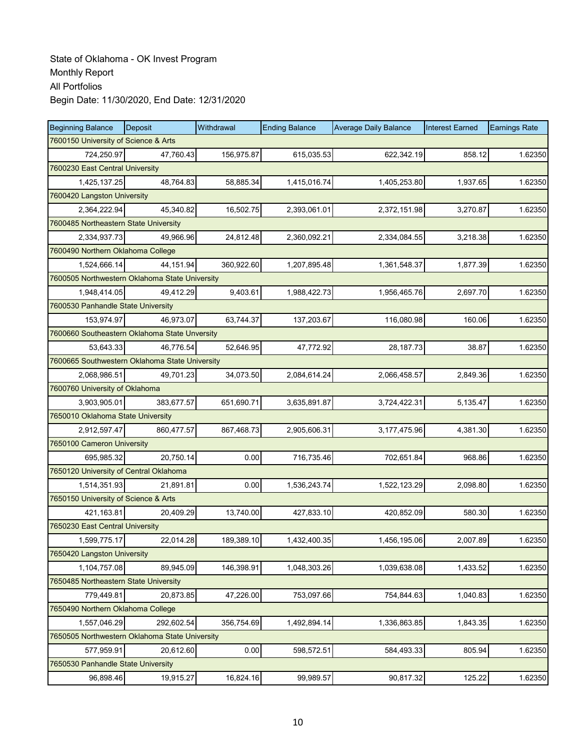State of Oklahoma - OK Invest Program
Monthly Report
All Portfolios
Begin Date: 11/30/2020, End Date: 12/31/2020

| Beginning Balance | Deposit | Withdrawal | Ending Balance | Average Daily Balance | Interest Earned | Earnings Rate |
|---|---|---|---|---|---|---|
| 7600150 University of Science & Arts | | | | | | |
| 724,250.97 | 47,760.43 | 156,975.87 | 615,035.53 | 622,342.19 | 858.12 | 1.62350 |
| 7600230 East Central University | | | | | | |
| 1,425,137.25 | 48,764.83 | 58,885.34 | 1,415,016.74 | 1,405,253.80 | 1,937.65 | 1.62350 |
| 7600420 Langston University | | | | | | |
| 2,364,222.94 | 45,340.82 | 16,502.75 | 2,393,061.01 | 2,372,151.98 | 3,270.87 | 1.62350 |
| 7600485 Northeastern State University | | | | | | |
| 2,334,937.73 | 49,966.96 | 24,812.48 | 2,360,092.21 | 2,334,084.55 | 3,218.38 | 1.62350 |
| 7600490 Northern Oklahoma College | | | | | | |
| 1,524,666.14 | 44,151.94 | 360,922.60 | 1,207,895.48 | 1,361,548.37 | 1,877.39 | 1.62350 |
| 7600505 Northwestern Oklahoma State University | | | | | | |
| 1,948,414.05 | 49,412.29 | 9,403.61 | 1,988,422.73 | 1,956,465.76 | 2,697.70 | 1.62350 |
| 7600530 Panhandle State University | | | | | | |
| 153,974.97 | 46,973.07 | 63,744.37 | 137,203.67 | 116,080.98 | 160.06 | 1.62350 |
| 7600660 Southeastern Oklahoma State Unversity | | | | | | |
| 53,643.33 | 46,776.54 | 52,646.95 | 47,772.92 | 28,187.73 | 38.87 | 1.62350 |
| 7600665 Southwestern Oklahoma State University | | | | | | |
| 2,068,986.51 | 49,701.23 | 34,073.50 | 2,084,614.24 | 2,066,458.57 | 2,849.36 | 1.62350 |
| 7600760 University of Oklahoma | | | | | | |
| 3,903,905.01 | 383,677.57 | 651,690.71 | 3,635,891.87 | 3,724,422.31 | 5,135.47 | 1.62350 |
| 7650010 Oklahoma State University | | | | | | |
| 2,912,597.47 | 860,477.57 | 867,468.73 | 2,905,606.31 | 3,177,475.96 | 4,381.30 | 1.62350 |
| 7650100 Cameron University | | | | | | |
| 695,985.32 | 20,750.14 | 0.00 | 716,735.46 | 702,651.84 | 968.86 | 1.62350 |
| 7650120 University of Central Oklahoma | | | | | | |
| 1,514,351.93 | 21,891.81 | 0.00 | 1,536,243.74 | 1,522,123.29 | 2,098.80 | 1.62350 |
| 7650150 University of Science & Arts | | | | | | |
| 421,163.81 | 20,409.29 | 13,740.00 | 427,833.10 | 420,852.09 | 580.30 | 1.62350 |
| 7650230 East Central University | | | | | | |
| 1,599,775.17 | 22,014.28 | 189,389.10 | 1,432,400.35 | 1,456,195.06 | 2,007.89 | 1.62350 |
| 7650420 Langston University | | | | | | |
| 1,104,757.08 | 89,945.09 | 146,398.91 | 1,048,303.26 | 1,039,638.08 | 1,433.52 | 1.62350 |
| 7650485 Northeastern State University | | | | | | |
| 779,449.81 | 20,873.85 | 47,226.00 | 753,097.66 | 754,844.63 | 1,040.83 | 1.62350 |
| 7650490 Northern Oklahoma College | | | | | | |
| 1,557,046.29 | 292,602.54 | 356,754.69 | 1,492,894.14 | 1,336,863.85 | 1,843.35 | 1.62350 |
| 7650505 Northwestern Oklahoma State University | | | | | | |
| 577,959.91 | 20,612.60 | 0.00 | 598,572.51 | 584,493.33 | 805.94 | 1.62350 |
| 7650530 Panhandle State University | | | | | | |
| 96,898.46 | 19,915.27 | 16,824.16 | 99,989.57 | 90,817.32 | 125.22 | 1.62350 |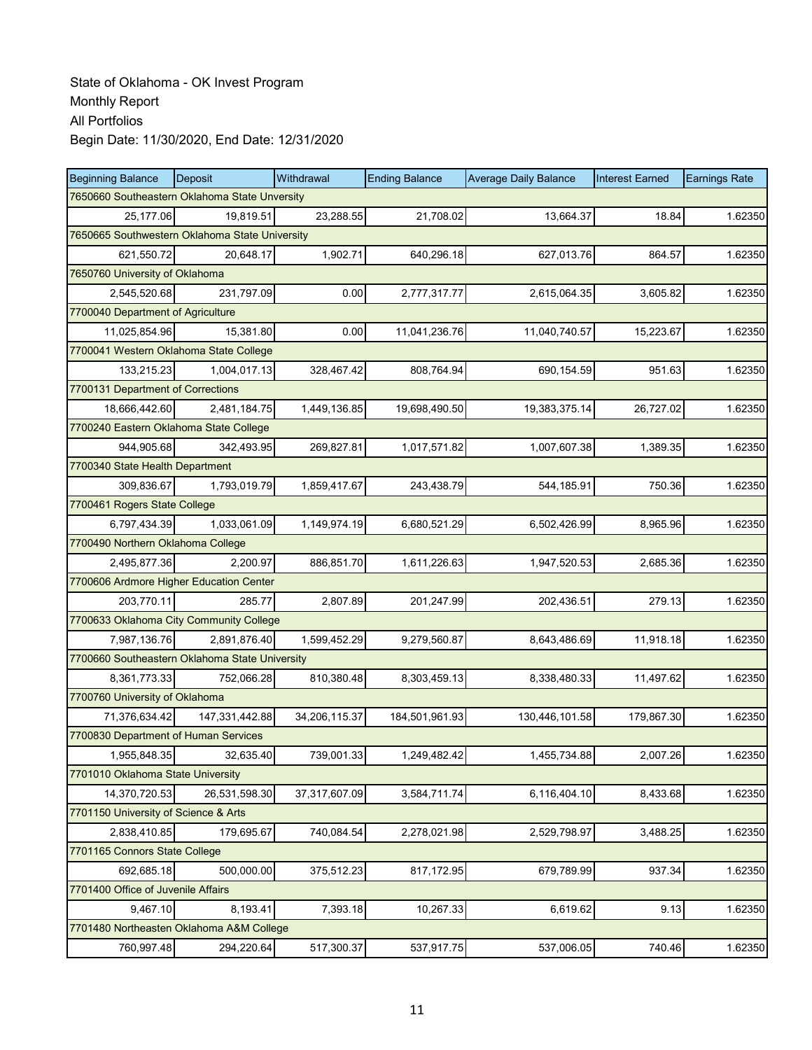State of Oklahoma - OK Invest Program
Monthly Report
All Portfolios
Begin Date: 11/30/2020, End Date: 12/31/2020

| Beginning Balance | Deposit | Withdrawal | Ending Balance | Average Daily Balance | Interest Earned | Earnings Rate |
|---|---|---|---|---|---|---|
| 7650660 Southeastern Oklahoma State Unversity | | | | | | |
| 25,177.06 | 19,819.51 | 23,288.55 | 21,708.02 | 13,664.37 | 18.84 | 1.62350 |
| 7650665 Southwestern Oklahoma State University | | | | | | |
| 621,550.72 | 20,648.17 | 1,902.71 | 640,296.18 | 627,013.76 | 864.57 | 1.62350 |
| 7650760 University of Oklahoma | | | | | | |
| 2,545,520.68 | 231,797.09 | 0.00 | 2,777,317.77 | 2,615,064.35 | 3,605.82 | 1.62350 |
| 7700040 Department of Agriculture | | | | | | |
| 11,025,854.96 | 15,381.80 | 0.00 | 11,041,236.76 | 11,040,740.57 | 15,223.67 | 1.62350 |
| 7700041 Western Oklahoma State College | | | | | | |
| 133,215.23 | 1,004,017.13 | 328,467.42 | 808,764.94 | 690,154.59 | 951.63 | 1.62350 |
| 7700131 Department of Corrections | | | | | | |
| 18,666,442.60 | 2,481,184.75 | 1,449,136.85 | 19,698,490.50 | 19,383,375.14 | 26,727.02 | 1.62350 |
| 7700240 Eastern Oklahoma State College | | | | | | |
| 944,905.68 | 342,493.95 | 269,827.81 | 1,017,571.82 | 1,007,607.38 | 1,389.35 | 1.62350 |
| 7700340 State Health Department | | | | | | |
| 309,836.67 | 1,793,019.79 | 1,859,417.67 | 243,438.79 | 544,185.91 | 750.36 | 1.62350 |
| 7700461 Rogers State College | | | | | | |
| 6,797,434.39 | 1,033,061.09 | 1,149,974.19 | 6,680,521.29 | 6,502,426.99 | 8,965.96 | 1.62350 |
| 7700490 Northern Oklahoma College | | | | | | |
| 2,495,877.36 | 2,200.97 | 886,851.70 | 1,611,226.63 | 1,947,520.53 | 2,685.36 | 1.62350 |
| 7700606 Ardmore Higher Education Center | | | | | | |
| 203,770.11 | 285.77 | 2,807.89 | 201,247.99 | 202,436.51 | 279.13 | 1.62350 |
| 7700633 Oklahoma City Community College | | | | | | |
| 7,987,136.76 | 2,891,876.40 | 1,599,452.29 | 9,279,560.87 | 8,643,486.69 | 11,918.18 | 1.62350 |
| 7700660 Southeastern Oklahoma State University | | | | | | |
| 8,361,773.33 | 752,066.28 | 810,380.48 | 8,303,459.13 | 8,338,480.33 | 11,497.62 | 1.62350 |
| 7700760 University of Oklahoma | | | | | | |
| 71,376,634.42 | 147,331,442.88 | 34,206,115.37 | 184,501,961.93 | 130,446,101.58 | 179,867.30 | 1.62350 |
| 7700830 Department of Human Services | | | | | | |
| 1,955,848.35 | 32,635.40 | 739,001.33 | 1,249,482.42 | 1,455,734.88 | 2,007.26 | 1.62350 |
| 7701010 Oklahoma State University | | | | | | |
| 14,370,720.53 | 26,531,598.30 | 37,317,607.09 | 3,584,711.74 | 6,116,404.10 | 8,433.68 | 1.62350 |
| 7701150 University of Science & Arts | | | | | | |
| 2,838,410.85 | 179,695.67 | 740,084.54 | 2,278,021.98 | 2,529,798.97 | 3,488.25 | 1.62350 |
| 7701165 Connors State College | | | | | | |
| 692,685.18 | 500,000.00 | 375,512.23 | 817,172.95 | 679,789.99 | 937.34 | 1.62350 |
| 7701400 Office of Juvenile Affairs | | | | | | |
| 9,467.10 | 8,193.41 | 7,393.18 | 10,267.33 | 6,619.62 | 9.13 | 1.62350 |
| 7701480 Northeasten Oklahoma A&M College | | | | | | |
| 760,997.48 | 294,220.64 | 517,300.37 | 537,917.75 | 537,006.05 | 740.46 | 1.62350 |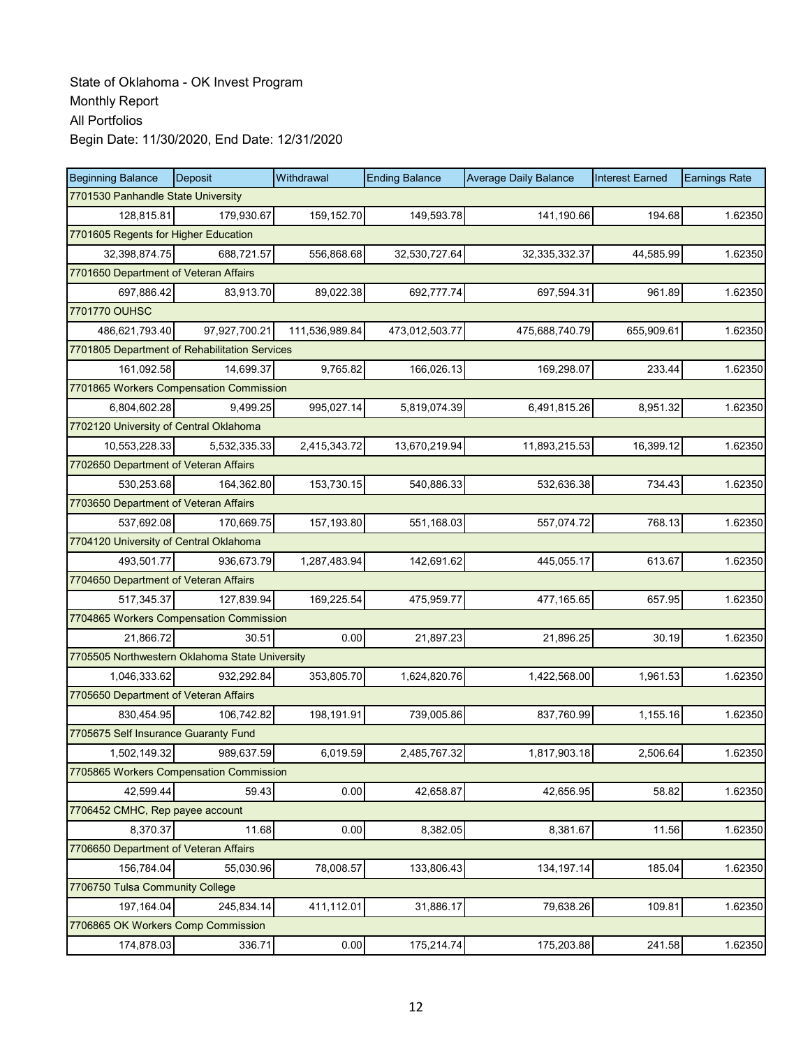State of Oklahoma - OK Invest Program
Monthly Report
All Portfolios
Begin Date: 11/30/2020, End Date: 12/31/2020

| Beginning Balance | Deposit | Withdrawal | Ending Balance | Average Daily Balance | Interest Earned | Earnings Rate |
|---|---|---|---|---|---|---|
| 7701530 Panhandle State University | | | | | | |
| 128,815.81 | 179,930.67 | 159,152.70 | 149,593.78 | 141,190.66 | 194.68 | 1.62350 |
| 7701605 Regents for Higher Education | | | | | | |
| 32,398,874.75 | 688,721.57 | 556,868.68 | 32,530,727.64 | 32,335,332.37 | 44,585.99 | 1.62350 |
| 7701650 Department of Veteran Affairs | | | | | | |
| 697,886.42 | 83,913.70 | 89,022.38 | 692,777.74 | 697,594.31 | 961.89 | 1.62350 |
| 7701770 OUHSC | | | | | | |
| 486,621,793.40 | 97,927,700.21 | 111,536,989.84 | 473,012,503.77 | 475,688,740.79 | 655,909.61 | 1.62350 |
| 7701805 Department of Rehabilitation Services | | | | | | |
| 161,092.58 | 14,699.37 | 9,765.82 | 166,026.13 | 169,298.07 | 233.44 | 1.62350 |
| 7701865 Workers Compensation Commission | | | | | | |
| 6,804,602.28 | 9,499.25 | 995,027.14 | 5,819,074.39 | 6,491,815.26 | 8,951.32 | 1.62350 |
| 7702120 University of Central Oklahoma | | | | | | |
| 10,553,228.33 | 5,532,335.33 | 2,415,343.72 | 13,670,219.94 | 11,893,215.53 | 16,399.12 | 1.62350 |
| 7702650 Department of Veteran Affairs | | | | | | |
| 530,253.68 | 164,362.80 | 153,730.15 | 540,886.33 | 532,636.38 | 734.43 | 1.62350 |
| 7703650 Department of Veteran Affairs | | | | | | |
| 537,692.08 | 170,669.75 | 157,193.80 | 551,168.03 | 557,074.72 | 768.13 | 1.62350 |
| 7704120 University of Central Oklahoma | | | | | | |
| 493,501.77 | 936,673.79 | 1,287,483.94 | 142,691.62 | 445,055.17 | 613.67 | 1.62350 |
| 7704650 Department of Veteran Affairs | | | | | | |
| 517,345.37 | 127,839.94 | 169,225.54 | 475,959.77 | 477,165.65 | 657.95 | 1.62350 |
| 7704865 Workers Compensation Commission | | | | | | |
| 21,866.72 | 30.51 | 0.00 | 21,897.23 | 21,896.25 | 30.19 | 1.62350 |
| 7705505 Northwestern Oklahoma State University | | | | | | |
| 1,046,333.62 | 932,292.84 | 353,805.70 | 1,624,820.76 | 1,422,568.00 | 1,961.53 | 1.62350 |
| 7705650 Department of Veteran Affairs | | | | | | |
| 830,454.95 | 106,742.82 | 198,191.91 | 739,005.86 | 837,760.99 | 1,155.16 | 1.62350 |
| 7705675 Self Insurance Guaranty Fund | | | | | | |
| 1,502,149.32 | 989,637.59 | 6,019.59 | 2,485,767.32 | 1,817,903.18 | 2,506.64 | 1.62350 |
| 7705865 Workers Compensation Commission | | | | | | |
| 42,599.44 | 59.43 | 0.00 | 42,658.87 | 42,656.95 | 58.82 | 1.62350 |
| 7706452 CMHC, Rep payee account | | | | | | |
| 8,370.37 | 11.68 | 0.00 | 8,382.05 | 8,381.67 | 11.56 | 1.62350 |
| 7706650 Department of Veteran Affairs | | | | | | |
| 156,784.04 | 55,030.96 | 78,008.57 | 133,806.43 | 134,197.14 | 185.04 | 1.62350 |
| 7706750 Tulsa Community College | | | | | | |
| 197,164.04 | 245,834.14 | 411,112.01 | 31,886.17 | 79,638.26 | 109.81 | 1.62350 |
| 7706865 OK Workers Comp Commission | | | | | | |
| 174,878.03 | 336.71 | 0.00 | 175,214.74 | 175,203.88 | 241.58 | 1.62350 |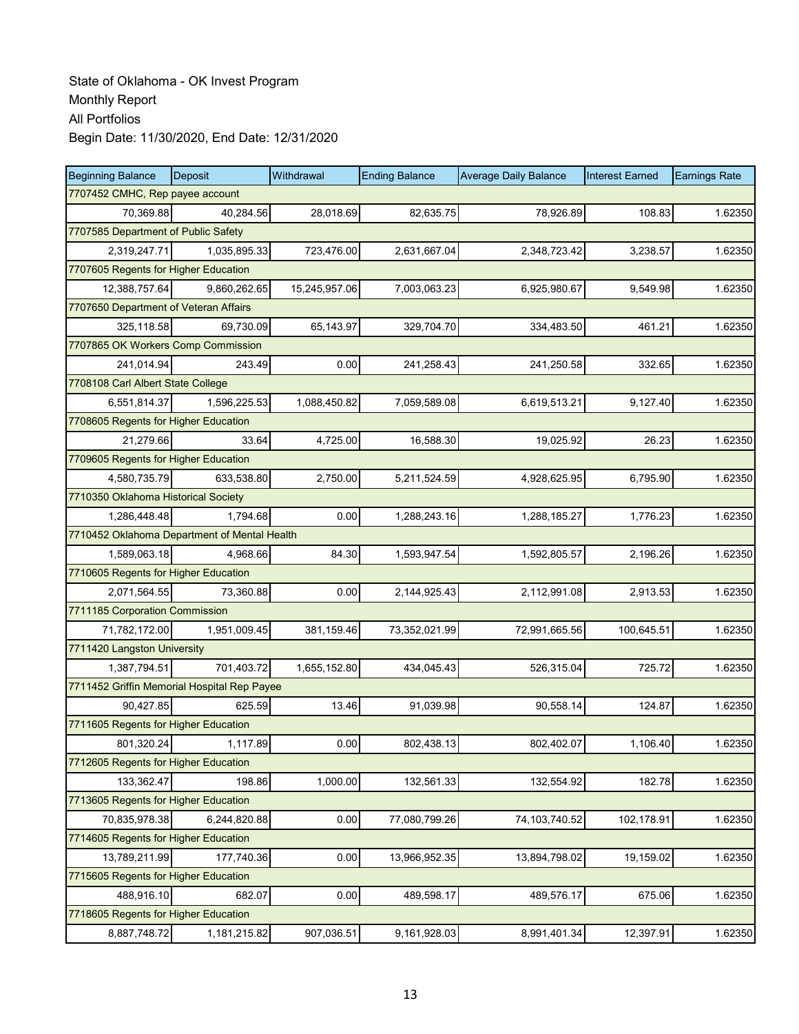State of Oklahoma - OK Invest Program
Monthly Report
All Portfolios
Begin Date: 11/30/2020, End Date: 12/31/2020

| Beginning Balance | Deposit | Withdrawal | Ending Balance | Average Daily Balance | Interest Earned | Earnings Rate |
|---|---|---|---|---|---|---|
| 7707452 CMHC, Rep payee account | | | | | | |
| 70,369.88 | 40,284.56 | 28,018.69 | 82,635.75 | 78,926.89 | 108.83 | 1.62350 |
| 7707585 Department of Public Safety | | | | | | |
| 2,319,247.71 | 1,035,895.33 | 723,476.00 | 2,631,667.04 | 2,348,723.42 | 3,238.57 | 1.62350 |
| 7707605 Regents for Higher Education | | | | | | |
| 12,388,757.64 | 9,860,262.65 | 15,245,957.06 | 7,003,063.23 | 6,925,980.67 | 9,549.98 | 1.62350 |
| 7707650 Department of Veteran Affairs | | | | | | |
| 325,118.58 | 69,730.09 | 65,143.97 | 329,704.70 | 334,483.50 | 461.21 | 1.62350 |
| 7707865 OK Workers Comp Commission | | | | | | |
| 241,014.94 | 243.49 | 0.00 | 241,258.43 | 241,250.58 | 332.65 | 1.62350 |
| 7708108 Carl Albert State College | | | | | | |
| 6,551,814.37 | 1,596,225.53 | 1,088,450.82 | 7,059,589.08 | 6,619,513.21 | 9,127.40 | 1.62350 |
| 7708605 Regents for Higher Education | | | | | | |
| 21,279.66 | 33.64 | 4,725.00 | 16,588.30 | 19,025.92 | 26.23 | 1.62350 |
| 7709605 Regents for Higher Education | | | | | | |
| 4,580,735.79 | 633,538.80 | 2,750.00 | 5,211,524.59 | 4,928,625.95 | 6,795.90 | 1.62350 |
| 7710350 Oklahoma Historical Society | | | | | | |
| 1,286,448.48 | 1,794.68 | 0.00 | 1,288,243.16 | 1,288,185.27 | 1,776.23 | 1.62350 |
| 7710452 Oklahoma Department of Mental Health | | | | | | |
| 1,589,063.18 | 4,968.66 | 84.30 | 1,593,947.54 | 1,592,805.57 | 2,196.26 | 1.62350 |
| 7710605 Regents for Higher Education | | | | | | |
| 2,071,564.55 | 73,360.88 | 0.00 | 2,144,925.43 | 2,112,991.08 | 2,913.53 | 1.62350 |
| 7711185 Corporation Commission | | | | | | |
| 71,782,172.00 | 1,951,009.45 | 381,159.46 | 73,352,021.99 | 72,991,665.56 | 100,645.51 | 1.62350 |
| 7711420 Langston University | | | | | | |
| 1,387,794.51 | 701,403.72 | 1,655,152.80 | 434,045.43 | 526,315.04 | 725.72 | 1.62350 |
| 7711452 Griffin Memorial Hospital Rep Payee | | | | | | |
| 90,427.85 | 625.59 | 13.46 | 91,039.98 | 90,558.14 | 124.87 | 1.62350 |
| 7711605 Regents for Higher Education | | | | | | |
| 801,320.24 | 1,117.89 | 0.00 | 802,438.13 | 802,402.07 | 1,106.40 | 1.62350 |
| 7712605 Regents for Higher Education | | | | | | |
| 133,362.47 | 198.86 | 1,000.00 | 132,561.33 | 132,554.92 | 182.78 | 1.62350 |
| 7713605 Regents for Higher Education | | | | | | |
| 70,835,978.38 | 6,244,820.88 | 0.00 | 77,080,799.26 | 74,103,740.52 | 102,178.91 | 1.62350 |
| 7714605 Regents for Higher Education | | | | | | |
| 13,789,211.99 | 177,740.36 | 0.00 | 13,966,952.35 | 13,894,798.02 | 19,159.02 | 1.62350 |
| 7715605 Regents for Higher Education | | | | | | |
| 488,916.10 | 682.07 | 0.00 | 489,598.17 | 489,576.17 | 675.06 | 1.62350 |
| 7718605 Regents for Higher Education | | | | | | |
| 8,887,748.72 | 1,181,215.82 | 907,036.51 | 9,161,928.03 | 8,991,401.34 | 12,397.91 | 1.62350 |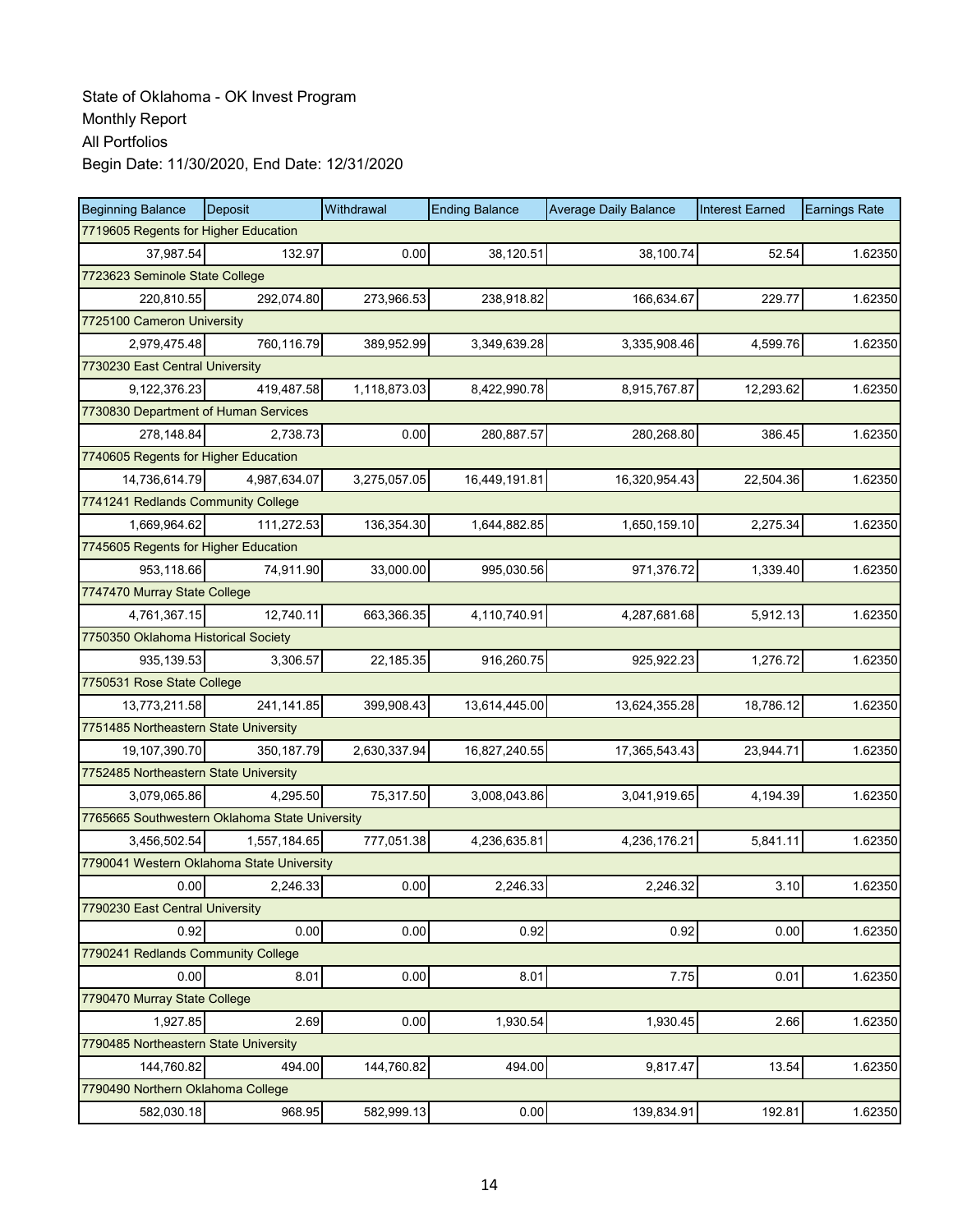State of Oklahoma - OK Invest Program
Monthly Report
All Portfolios
Begin Date: 11/30/2020, End Date: 12/31/2020

| Beginning Balance | Deposit | Withdrawal | Ending Balance | Average Daily Balance | Interest Earned | Earnings Rate |
|---|---|---|---|---|---|---|
| 7719605 Regents for Higher Education | | | | | | |
| 37,987.54 | 132.97 | 0.00 | 38,120.51 | 38,100.74 | 52.54 | 1.62350 |
| 7723623 Seminole State College | | | | | | |
| 220,810.55 | 292,074.80 | 273,966.53 | 238,918.82 | 166,634.67 | 229.77 | 1.62350 |
| 7725100 Cameron University | | | | | | |
| 2,979,475.48 | 760,116.79 | 389,952.99 | 3,349,639.28 | 3,335,908.46 | 4,599.76 | 1.62350 |
| 7730230 East Central University | | | | | | |
| 9,122,376.23 | 419,487.58 | 1,118,873.03 | 8,422,990.78 | 8,915,767.87 | 12,293.62 | 1.62350 |
| 7730830 Department of Human Services | | | | | | |
| 278,148.84 | 2,738.73 | 0.00 | 280,887.57 | 280,268.80 | 386.45 | 1.62350 |
| 7740605 Regents for Higher Education | | | | | | |
| 14,736,614.79 | 4,987,634.07 | 3,275,057.05 | 16,449,191.81 | 16,320,954.43 | 22,504.36 | 1.62350 |
| 7741241 Redlands Community College | | | | | | |
| 1,669,964.62 | 111,272.53 | 136,354.30 | 1,644,882.85 | 1,650,159.10 | 2,275.34 | 1.62350 |
| 7745605 Regents for Higher Education | | | | | | |
| 953,118.66 | 74,911.90 | 33,000.00 | 995,030.56 | 971,376.72 | 1,339.40 | 1.62350 |
| 7747470 Murray State College | | | | | | |
| 4,761,367.15 | 12,740.11 | 663,366.35 | 4,110,740.91 | 4,287,681.68 | 5,912.13 | 1.62350 |
| 7750350 Oklahoma Historical Society | | | | | | |
| 935,139.53 | 3,306.57 | 22,185.35 | 916,260.75 | 925,922.23 | 1,276.72 | 1.62350 |
| 7750531 Rose State College | | | | | | |
| 13,773,211.58 | 241,141.85 | 399,908.43 | 13,614,445.00 | 13,624,355.28 | 18,786.12 | 1.62350 |
| 7751485 Northeastern State University | | | | | | |
| 19,107,390.70 | 350,187.79 | 2,630,337.94 | 16,827,240.55 | 17,365,543.43 | 23,944.71 | 1.62350 |
| 7752485 Northeastern State University | | | | | | |
| 3,079,065.86 | 4,295.50 | 75,317.50 | 3,008,043.86 | 3,041,919.65 | 4,194.39 | 1.62350 |
| 7765665 Southwestern Oklahoma State University | | | | | | |
| 3,456,502.54 | 1,557,184.65 | 777,051.38 | 4,236,635.81 | 4,236,176.21 | 5,841.11 | 1.62350 |
| 7790041 Western Oklahoma State University | | | | | | |
| 0.00 | 2,246.33 | 0.00 | 2,246.33 | 2,246.32 | 3.10 | 1.62350 |
| 7790230 East Central University | | | | | | |
| 0.92 | 0.00 | 0.00 | 0.92 | 0.92 | 0.00 | 1.62350 |
| 7790241 Redlands Community College | | | | | | |
| 0.00 | 8.01 | 0.00 | 8.01 | 7.75 | 0.01 | 1.62350 |
| 7790470 Murray State College | | | | | | |
| 1,927.85 | 2.69 | 0.00 | 1,930.54 | 1,930.45 | 2.66 | 1.62350 |
| 7790485 Northeastern State University | | | | | | |
| 144,760.82 | 494.00 | 144,760.82 | 494.00 | 9,817.47 | 13.54 | 1.62350 |
| 7790490 Northern Oklahoma College | | | | | | |
| 582,030.18 | 968.95 | 582,999.13 | 0.00 | 139,834.91 | 192.81 | 1.62350 |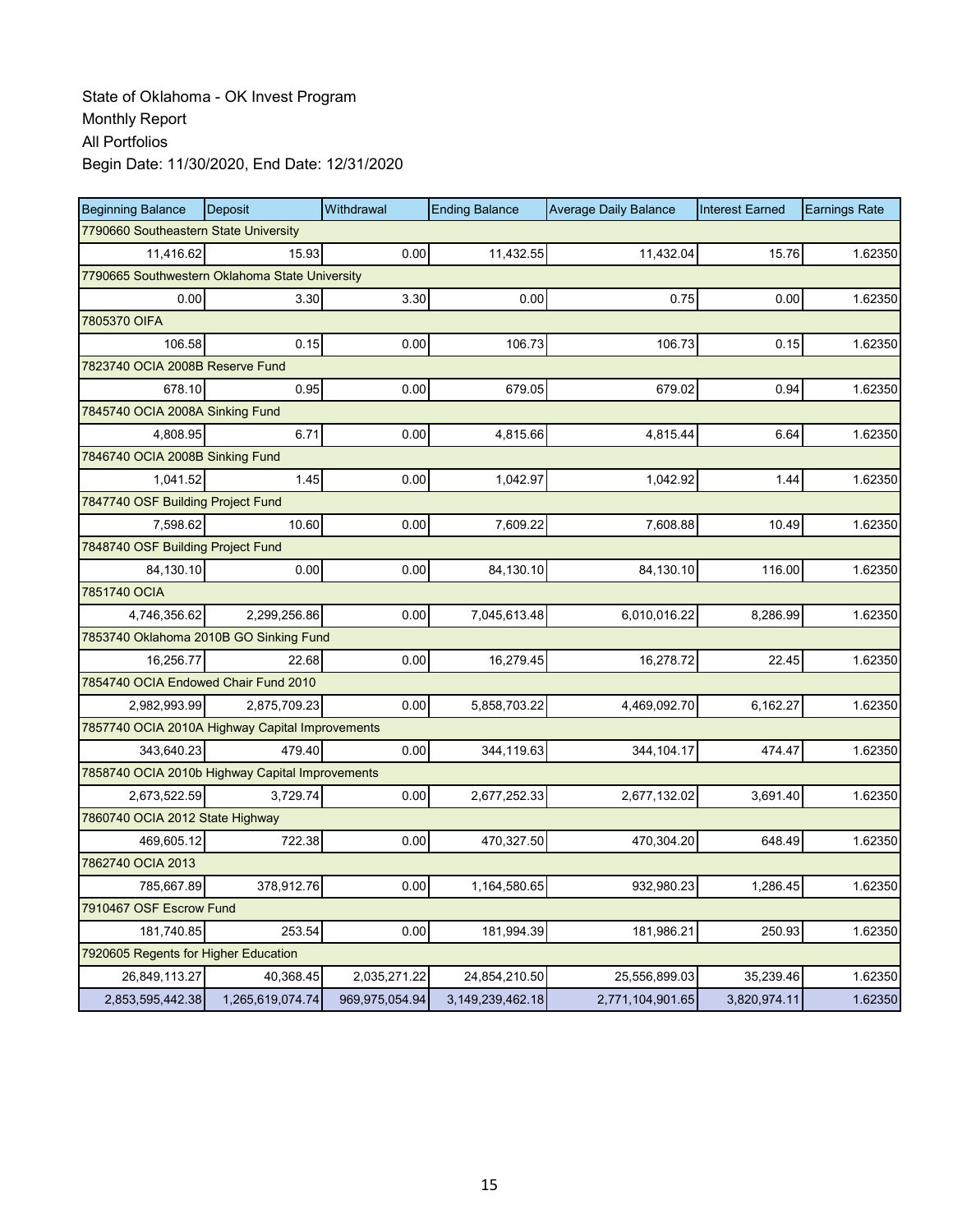State of Oklahoma - OK Invest Program
Monthly Report
All Portfolios
Begin Date: 11/30/2020, End Date: 12/31/2020

| Beginning Balance | Deposit | Withdrawal | Ending Balance | Average Daily Balance | Interest Earned | Earnings Rate |
|---|---|---|---|---|---|---|
| 7790660 Southeastern State University | | | | | | |
| 11,416.62 | 15.93 | 0.00 | 11,432.55 | 11,432.04 | 15.76 | 1.62350 |
| 7790665 Southwestern Oklahoma State University | | | | | | |
| 0.00 | 3.30 | 3.30 | 0.00 | 0.75 | 0.00 | 1.62350 |
| 7805370 OIFA | | | | | | |
| 106.58 | 0.15 | 0.00 | 106.73 | 106.73 | 0.15 | 1.62350 |
| 7823740 OCIA 2008B Reserve Fund | | | | | | |
| 678.10 | 0.95 | 0.00 | 679.05 | 679.02 | 0.94 | 1.62350 |
| 7845740 OCIA 2008A Sinking Fund | | | | | | |
| 4,808.95 | 6.71 | 0.00 | 4,815.66 | 4,815.44 | 6.64 | 1.62350 |
| 7846740 OCIA 2008B Sinking Fund | | | | | | |
| 1,041.52 | 1.45 | 0.00 | 1,042.97 | 1,042.92 | 1.44 | 1.62350 |
| 7847740 OSF Building Project Fund | | | | | | |
| 7,598.62 | 10.60 | 0.00 | 7,609.22 | 7,608.88 | 10.49 | 1.62350 |
| 7848740 OSF Building Project Fund | | | | | | |
| 84,130.10 | 0.00 | 0.00 | 84,130.10 | 84,130.10 | 116.00 | 1.62350 |
| 7851740 OCIA | | | | | | |
| 4,746,356.62 | 2,299,256.86 | 0.00 | 7,045,613.48 | 6,010,016.22 | 8,286.99 | 1.62350 |
| 7853740 Oklahoma 2010B GO Sinking Fund | | | | | | |
| 16,256.77 | 22.68 | 0.00 | 16,279.45 | 16,278.72 | 22.45 | 1.62350 |
| 7854740 OCIA Endowed Chair Fund 2010 | | | | | | |
| 2,982,993.99 | 2,875,709.23 | 0.00 | 5,858,703.22 | 4,469,092.70 | 6,162.27 | 1.62350 |
| 7857740 OCIA 2010A Highway Capital Improvements | | | | | | |
| 343,640.23 | 479.40 | 0.00 | 344,119.63 | 344,104.17 | 474.47 | 1.62350 |
| 7858740 OCIA 2010b Highway Capital Improvements | | | | | | |
| 2,673,522.59 | 3,729.74 | 0.00 | 2,677,252.33 | 2,677,132.02 | 3,691.40 | 1.62350 |
| 7860740 OCIA 2012 State Highway | | | | | | |
| 469,605.12 | 722.38 | 0.00 | 470,327.50 | 470,304.20 | 648.49 | 1.62350 |
| 7862740 OCIA 2013 | | | | | | |
| 785,667.89 | 378,912.76 | 0.00 | 1,164,580.65 | 932,980.23 | 1,286.45 | 1.62350 |
| 7910467 OSF Escrow Fund | | | | | | |
| 181,740.85 | 253.54 | 0.00 | 181,994.39 | 181,986.21 | 250.93 | 1.62350 |
| 7920605 Regents for Higher Education | | | | | | |
| 26,849,113.27 | 40,368.45 | 2,035,271.22 | 24,854,210.50 | 25,556,899.03 | 35,239.46 | 1.62350 |
| 2,853,595,442.38 | 1,265,619,074.74 | 969,975,054.94 | 3,149,239,462.18 | 2,771,104,901.65 | 3,820,974.11 | 1.62350 |